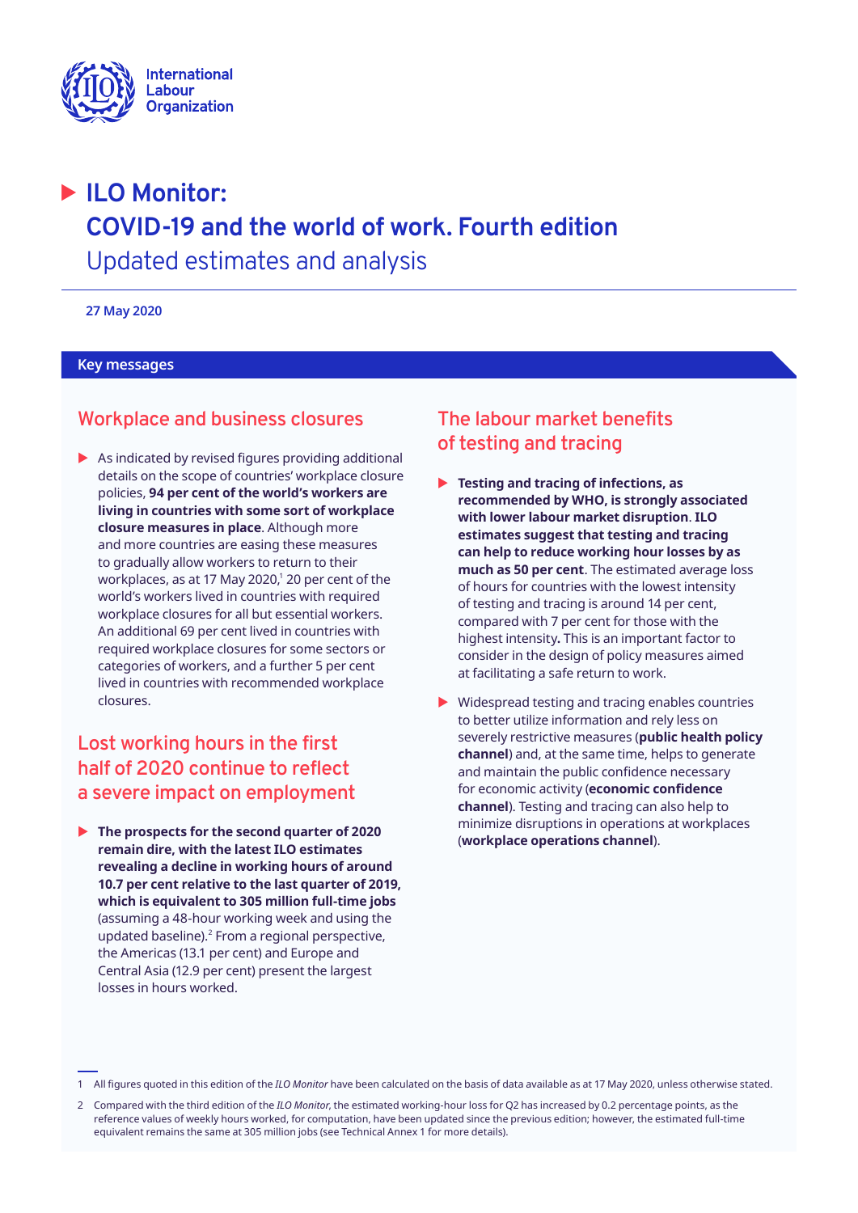International Labour Organization

# ILO Monitor: COVID-19 and the world of work. Fourth edition

Updated estimates and analysis

**27 May 2020**

## Key messages

### Workplace and business closures

- As indicated by revised figures providing additional details on the scope of countries' workplace closure policies, **94 per cent of the world's workers are living in countries with some sort of workplace closure measures in place**. Although more and more countries are easing these measures to gradually allow workers to return to their workplaces, as at 17 May 2020,[1] 20 per cent of the world's workers lived in countries with required workplace closures for all but essential workers. An additional 69 per cent lived in countries with required workplace closures for some sectors or categories of workers, and a further 5 per cent lived in countries with recommended workplace closures.

### Lost working hours in the first half of 2020 continue to reflect a severe impact on employment

- **The prospects for the second quarter of 2020 remain dire, with the latest ILO estimates revealing a decline in working hours of around 10.7 per cent relative to the last quarter of 2019, which is equivalent to 305 million full-time jobs** (assuming a 48-hour working week and using the updated baseline).[2] From a regional perspective, the Americas (13.1 per cent) and Europe and Central Asia (12.9 per cent) present the largest losses in hours worked.

### The labour market benefits of testing and tracing

- **Testing and tracing of infections, as recommended by WHO, is strongly associated with lower labour market disruption. ILO estimates suggest that testing and tracing can help to reduce working hour losses by as much as 50 per cent**. The estimated average loss of hours for countries with the lowest intensity of testing and tracing is around 14 per cent, compared with 7 per cent for those with the highest intensity**.** This is an important factor to consider in the design of policy measures aimed at facilitating a safe return to work.
- Widespread testing and tracing enables countries to better utilize information and rely less on severely restrictive measures (**public health policy channel**) and, at the same time, helps to generate and maintain the public confidence necessary for economic activity (**economic confidence channel**). Testing and tracing can also help to minimize disruptions in operations at workplaces (**workplace operations channel**).

---

1 All figures quoted in this edition of the *ILO Monitor* have been calculated on the basis of data available as at 17 May 2020, unless otherwise stated.

2 Compared with the third edition of the *ILO Monitor*, the estimated working-hour loss for Q2 has increased by 0.2 percentage points, as the reference values of weekly hours worked, for computation, have been updated since the previous edition; however, the estimated full-time equivalent remains the same at 305 million jobs (see Technical Annex 1 for more details).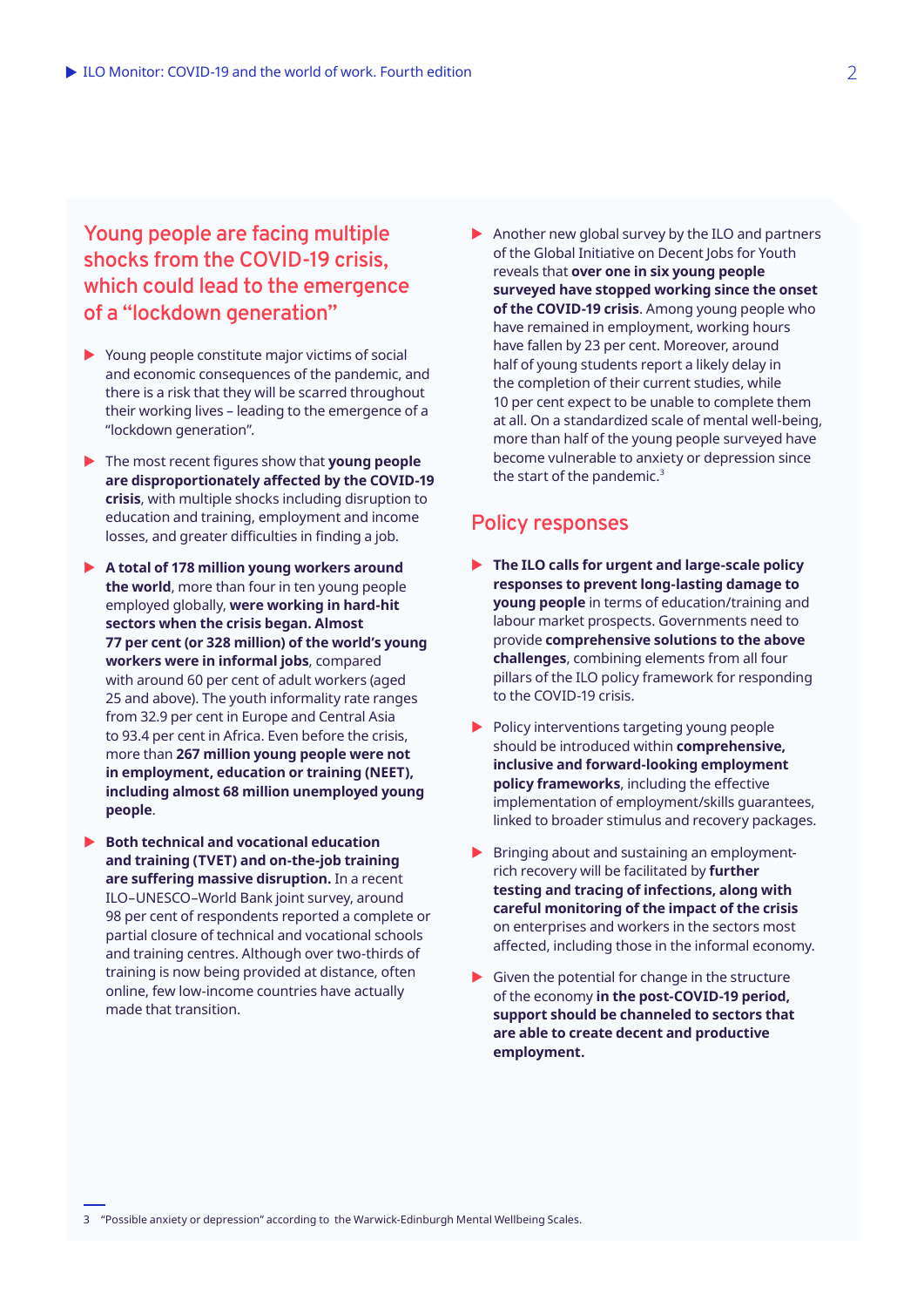## Young people are facing multiple shocks from the COVID-19 crisis, which could lead to the emergence of a "lockdown generation"

- Young people constitute major victims of social and economic consequences of the pandemic, and there is a risk that they will be scarred throughout their working lives – leading to the emergence of a "lockdown generation".

- The most recent figures show that **young people are disproportionately affected by the COVID-19 crisis**, with multiple shocks including disruption to education and training, employment and income losses, and greater difficulties in finding a job.

- **A total of 178 million young workers around the world**, more than four in ten young people employed globally, **were working in hard-hit sectors when the crisis began. Almost 77 per cent (or 328 million) of the world's young workers were in informal jobs**, compared with around 60 per cent of adult workers (aged 25 and above). The youth informality rate ranges from 32.9 per cent in Europe and Central Asia to 93.4 per cent in Africa. Even before the crisis, more than **267 million young people were not in employment, education or training (NEET), including almost 68 million unemployed young people**.

- **Both technical and vocational education and training (TVET) and on-the-job training are suffering massive disruption.** In a recent ILO–UNESCO–World Bank joint survey, around 98 per cent of respondents reported a complete or partial closure of technical and vocational schools and training centres. Although over two-thirds of training is now being provided at distance, often online, few low-income countries have actually made that transition.

- Another new global survey by the ILO and partners of the Global Initiative on Decent Jobs for Youth reveals that **over one in six young people surveyed have stopped working since the onset of the COVID-19 crisis**. Among young people who have remained in employment, working hours have fallen by 23 per cent. Moreover, around half of young students report a likely delay in the completion of their current studies, while 10 per cent expect to be unable to complete them at all. On a standardized scale of mental well-being, more than half of the young people surveyed have become vulnerable to anxiety or depression since the start of the pandemic.[3]

## Policy responses

- **The ILO calls for urgent and large-scale policy responses to prevent long-lasting damage to young people** in terms of education/training and labour market prospects. Governments need to provide **comprehensive solutions to the above challenges**, combining elements from all four pillars of the ILO policy framework for responding to the COVID-19 crisis.

- Policy interventions targeting young people should be introduced within **comprehensive, inclusive and forward-looking employment policy frameworks**, including the effective implementation of employment/skills guarantees, linked to broader stimulus and recovery packages.

- Bringing about and sustaining an employment-rich recovery will be facilitated by **further testing and tracing of infections, along with careful monitoring of the impact of the crisis** on enterprises and workers in the sectors most affected, including those in the informal economy.

- Given the potential for change in the structure of the economy **in the post-COVID-19 period, support should be channeled to sectors that are able to create decent and productive employment.**

3 "Possible anxiety or depression" according to the Warwick-Edinburgh Mental Wellbeing Scales.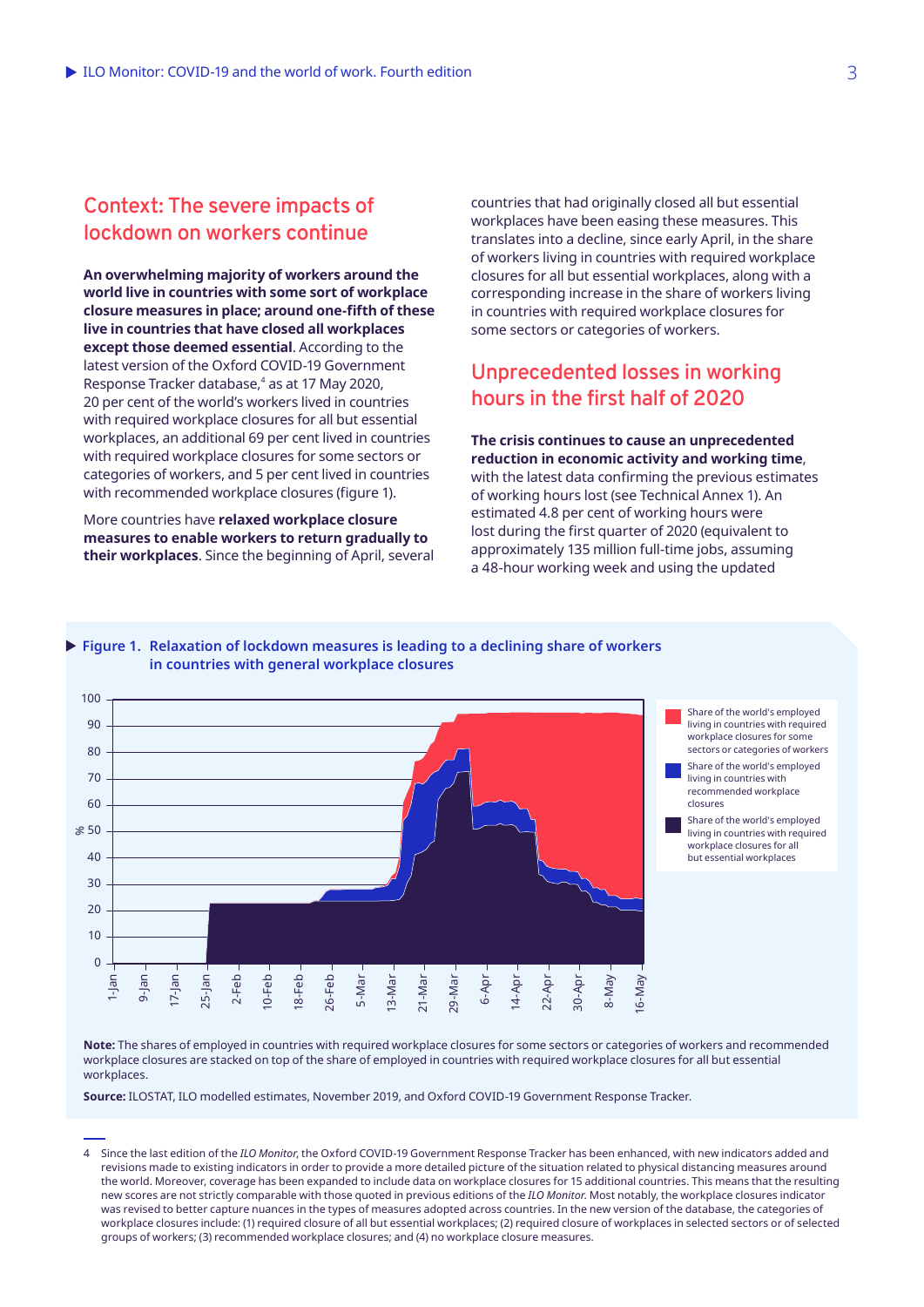## Context: The severe impacts of lockdown on workers continue

**An overwhelming majority of workers around the world live in countries with some sort of workplace closure measures in place; around one-fifth of these live in countries that have closed all workplaces except those deemed essential**. According to the latest version of the Oxford COVID-19 Government Response Tracker database,[4] as at 17 May 2020, 20 per cent of the world's workers lived in countries with required workplace closures for all but essential workplaces, an additional 69 per cent lived in countries with required workplace closures for some sectors or categories of workers, and 5 per cent lived in countries with recommended workplace closures (figure 1).

More countries have **relaxed workplace closure measures to enable workers to return gradually to their workplaces**. Since the beginning of April, several countries that had originally closed all but essential workplaces have been easing these measures. This translates into a decline, since early April, in the share of workers living in countries with required workplace closures for all but essential workplaces, along with a corresponding increase in the share of workers living in countries with required workplace closures for some sectors or categories of workers.

## Unprecedented losses in working hours in the first half of 2020

**The crisis continues to cause an unprecedented reduction in economic activity and working time**, with the latest data confirming the previous estimates of working hours lost (see Technical Annex 1). An estimated 4.8 per cent of working hours were lost during the first quarter of 2020 (equivalent to approximately 135 million full-time jobs, assuming a 48-hour working week and using the updated

**Figure 1. Relaxation of lockdown measures is leading to a declining share of workers in countries with general workplace closures**

**Note:** The shares of employed in countries with required workplace closures for some sectors or categories of workers and recommended workplace closures are stacked on top of the share of employed in countries with required workplace closures for all but essential workplaces.

**Source:** ILOSTAT, ILO modelled estimates, November 2019, and Oxford COVID-19 Government Response Tracker.

---

4 Since the last edition of the *ILO Monitor*, the Oxford COVID-19 Government Response Tracker has been enhanced, with new indicators added and revisions made to existing indicators in order to provide a more detailed picture of the situation related to physical distancing measures around the world. Moreover, coverage has been expanded to include data on workplace closures for 15 additional countries. This means that the resulting new scores are not strictly comparable with those quoted in previous editions of the *ILO Monitor*. Most notably, the workplace closures indicator was revised to better capture nuances in the types of measures adopted across countries. In the new version of the database, the categories of workplace closures include: (1) required closure of all but essential workplaces; (2) required closure of workplaces in selected sectors or of selected groups of workers; (3) recommended workplace closures; and (4) no workplace closure measures.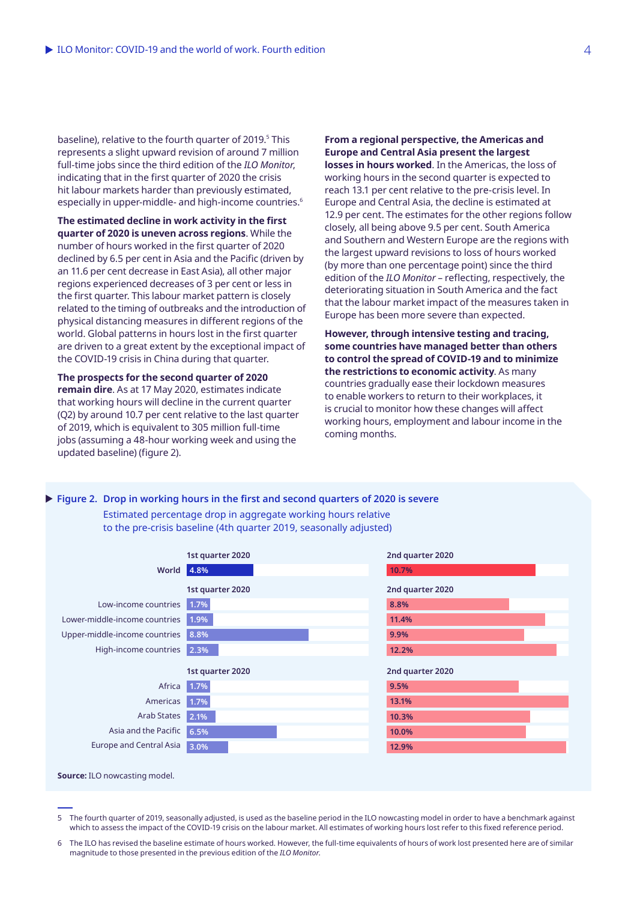baseline), relative to the fourth quarter of 2019.[5] This represents a slight upward revision of around 7 million full-time jobs since the third edition of the *ILO Monitor*, indicating that in the first quarter of 2020 the crisis hit labour markets harder than previously estimated, especially in upper-middle- and high-income countries.[6]

**The estimated decline in work activity in the first quarter of 2020 is uneven across regions**. While the number of hours worked in the first quarter of 2020 declined by 6.5 per cent in Asia and the Pacific (driven by an 11.6 per cent decrease in East Asia), all other major regions experienced decreases of 3 per cent or less in the first quarter. This labour market pattern is closely related to the timing of outbreaks and the introduction of physical distancing measures in different regions of the world. Global patterns in hours lost in the first quarter are driven to a great extent by the exceptional impact of the COVID-19 crisis in China during that quarter.

**The prospects for the second quarter of 2020 remain dire**. As at 17 May 2020, estimates indicate that working hours will decline in the current quarter (Q2) by around 10.7 per cent relative to the last quarter of 2019, which is equivalent to 305 million full-time jobs (assuming a 48-hour working week and using the updated baseline) (figure 2).

**From a regional perspective, the Americas and Europe and Central Asia present the largest losses in hours worked**. In the Americas, the loss of working hours in the second quarter is expected to reach 13.1 per cent relative to the pre-crisis level. In Europe and Central Asia, the decline is estimated at 12.9 per cent. The estimates for the other regions follow closely, all being above 9.5 per cent. South America and Southern and Western Europe are the regions with the largest upward revisions to loss of hours worked (by more than one percentage point) since the third edition of the *ILO Monitor* – reflecting, respectively, the deteriorating situation in South America and the fact that the labour market impact of the measures taken in Europe has been more severe than expected.

**However, through intensive testing and tracing, some countries have managed better than others to control the spread of COVID-19 and to minimize the restrictions to economic activity**. As many countries gradually ease their lockdown measures to enable workers to return to their workplaces, it is crucial to monitor how these changes will affect working hours, employment and labour income in the coming months.

**Figure 2. Drop in working hours in the first and second quarters of 2020 is severe**

Estimated percentage drop in aggregate working hours relative to the pre-crisis baseline (4th quarter 2019, seasonally adjusted)

| | 1st quarter 2020 | 2nd quarter 2020 |
|---|---|---|
| World | 4.8% | 10.7% |
| Low-income countries | 1.7% | 8.8% |
| Lower-middle-income countries | 1.9% | 11.4% |
| Upper-middle-income countries | 8.8% | 9.9% |
| High-income countries | 2.3% | 12.2% |
| Africa | 1.7% | 9.5% |
| Americas | 1.7% | 13.1% |
| Arab States | 2.1% | 10.3% |
| Asia and the Pacific | 6.5% | 10.0% |
| Europe and Central Asia | 3.0% | 12.9% |

**Source:** ILO nowcasting model.

---

5 The fourth quarter of 2019, seasonally adjusted, is used as the baseline period in the ILO nowcasting model in order to have a benchmark against which to assess the impact of the COVID-19 crisis on the labour market. All estimates of working hours lost refer to this fixed reference period.

6 The ILO has revised the baseline estimate of hours worked. However, the full-time equivalents of hours of work lost presented here are of similar magnitude to those presented in the previous edition of the *ILO Monitor*.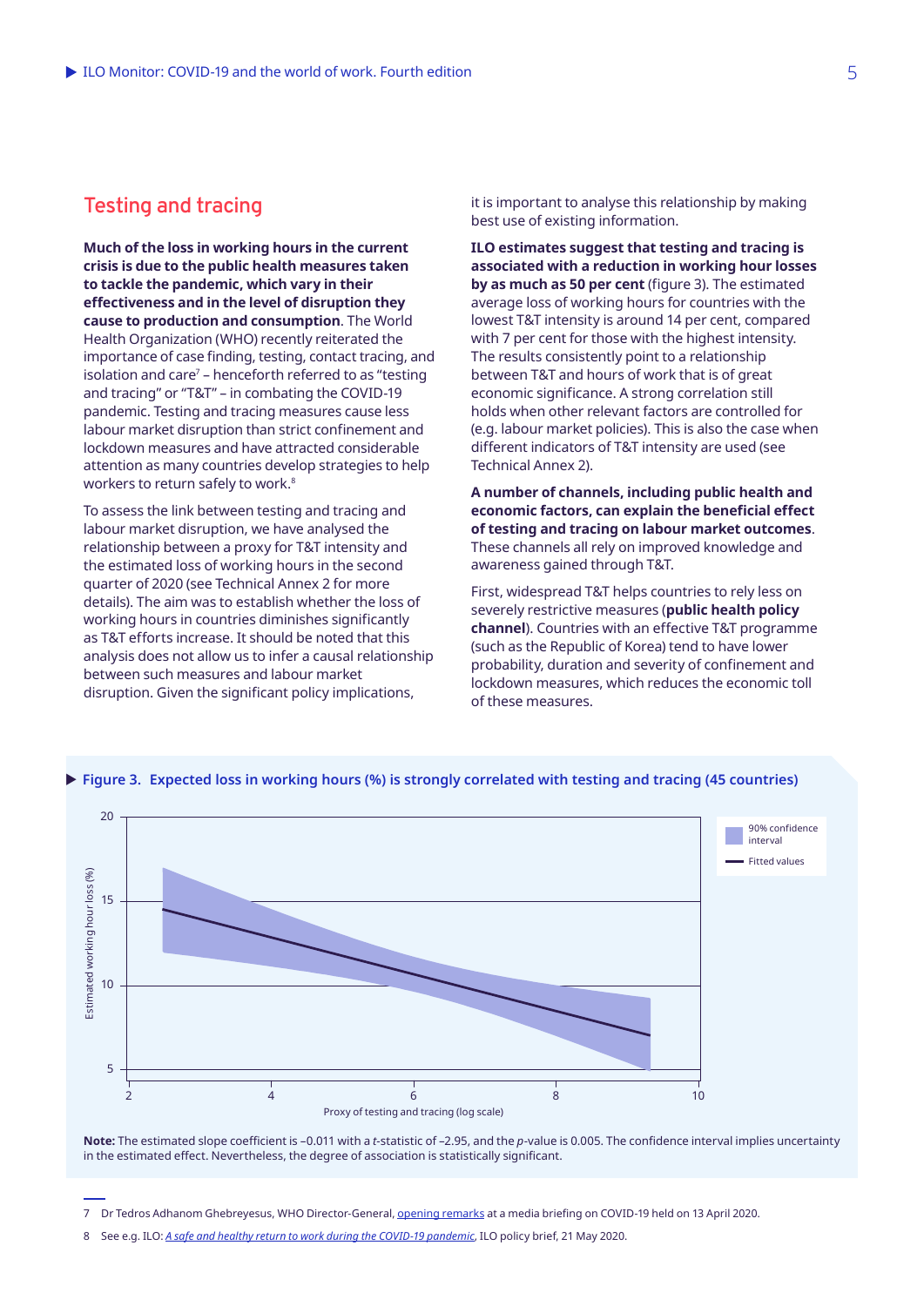## Testing and tracing

**Much of the loss in working hours in the current crisis is due to the public health measures taken to tackle the pandemic, which vary in their effectiveness and in the level of disruption they cause to production and consumption**. The World Health Organization (WHO) recently reiterated the importance of case finding, testing, contact tracing, and isolation and care[7] – henceforth referred to as "testing and tracing" or "T&T" – in combating the COVID-19 pandemic. Testing and tracing measures cause less labour market disruption than strict confinement and lockdown measures and have attracted considerable attention as many countries develop strategies to help workers to return safely to work.[8]

To assess the link between testing and tracing and labour market disruption, we have analysed the relationship between a proxy for T&T intensity and the estimated loss of working hours in the second quarter of 2020 (see Technical Annex 2 for more details). The aim was to establish whether the loss of working hours in countries diminishes significantly as T&T efforts increase. It should be noted that this analysis does not allow us to infer a causal relationship between such measures and labour market disruption. Given the significant policy implications, it is important to analyse this relationship by making best use of existing information.

**ILO estimates suggest that testing and tracing is associated with a reduction in working hour losses by as much as 50 per cent** (figure 3). The estimated average loss of working hours for countries with the lowest T&T intensity is around 14 per cent, compared with 7 per cent for those with the highest intensity. The results consistently point to a relationship between T&T and hours of work that is of great economic significance. A strong correlation still holds when other relevant factors are controlled for (e.g. labour market policies). This is also the case when different indicators of T&T intensity are used (see Technical Annex 2).

**A number of channels, including public health and economic factors, can explain the beneficial effect of testing and tracing on labour market outcomes**. These channels all rely on improved knowledge and awareness gained through T&T.

First, widespread T&T helps countries to rely less on severely restrictive measures (**public health policy channel**). Countries with an effective T&T programme (such as the Republic of Korea) tend to have lower probability, duration and severity of confinement and lockdown measures, which reduces the economic toll of these measures.

**Figure 3. Expected loss in working hours (%) is strongly correlated with testing and tracing (45 countries)**

**Note:** The estimated slope coefficient is –0.011 with a *t*-statistic of –2.95, and the *p*-value is 0.005. The confidence interval implies uncertainty in the estimated effect. Nevertheless, the degree of association is statistically significant.

7 Dr Tedros Adhanom Ghebreyesus, WHO Director-General, opening remarks at a media briefing on COVID-19 held on 13 April 2020.

8 See e.g. ILO: *A safe and healthy return to work during the COVID-19 pandemic*, ILO policy brief, 21 May 2020.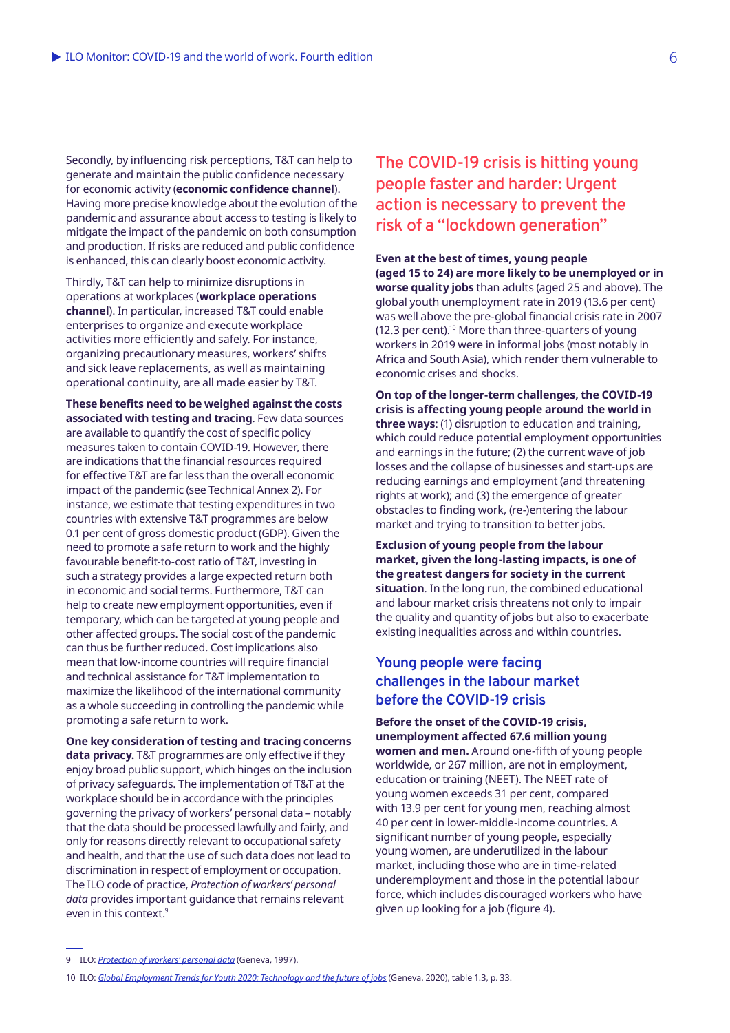Secondly, by influencing risk perceptions, T&T can help to generate and maintain the public confidence necessary for economic activity (**economic confidence channel**). Having more precise knowledge about the evolution of the pandemic and assurance about access to testing is likely to mitigate the impact of the pandemic on both consumption and production. If risks are reduced and public confidence is enhanced, this can clearly boost economic activity.

Thirdly, T&T can help to minimize disruptions in operations at workplaces (**workplace operations channel**). In particular, increased T&T could enable enterprises to organize and execute workplace activities more efficiently and safely. For instance, organizing precautionary measures, workers' shifts and sick leave replacements, as well as maintaining operational continuity, are all made easier by T&T.

**These benefits need to be weighed against the costs associated with testing and tracing**. Few data sources are available to quantify the cost of specific policy measures taken to contain COVID-19. However, there are indications that the financial resources required for effective T&T are far less than the overall economic impact of the pandemic (see Technical Annex 2). For instance, we estimate that testing expenditures in two countries with extensive T&T programmes are below 0.1 per cent of gross domestic product (GDP). Given the need to promote a safe return to work and the highly favourable benefit-to-cost ratio of T&T, investing in such a strategy provides a large expected return both in economic and social terms. Furthermore, T&T can help to create new employment opportunities, even if temporary, which can be targeted at young people and other affected groups. The social cost of the pandemic can thus be further reduced. Cost implications also mean that low-income countries will require financial and technical assistance for T&T implementation to maximize the likelihood of the international community as a whole succeeding in controlling the pandemic while promoting a safe return to work.

**One key consideration of testing and tracing concerns data privacy.** T&T programmes are only effective if they enjoy broad public support, which hinges on the inclusion of privacy safeguards. The implementation of T&T at the workplace should be in accordance with the principles governing the privacy of workers' personal data – notably that the data should be processed lawfully and fairly, and only for reasons directly relevant to occupational safety and health, and that the use of such data does not lead to discrimination in respect of employment or occupation. The ILO code of practice, *Protection of workers' personal data* provides important guidance that remains relevant even in this context.[9]

## The COVID-19 crisis is hitting young people faster and harder: Urgent action is necessary to prevent the risk of a "lockdown generation"

**Even at the best of times, young people (aged 15 to 24) are more likely to be unemployed or in worse quality jobs** than adults (aged 25 and above). The global youth unemployment rate in 2019 (13.6 per cent) was well above the pre-global financial crisis rate in 2007 (12.3 per cent).[10] More than three-quarters of young workers in 2019 were in informal jobs (most notably in Africa and South Asia), which render them vulnerable to economic crises and shocks.

**On top of the longer-term challenges, the COVID-19 crisis is affecting young people around the world in three ways**: (1) disruption to education and training, which could reduce potential employment opportunities and earnings in the future; (2) the current wave of job losses and the collapse of businesses and start-ups are reducing earnings and employment (and threatening rights at work); and (3) the emergence of greater obstacles to finding work, (re-)entering the labour market and trying to transition to better jobs.

**Exclusion of young people from the labour market, given the long-lasting impacts, is one of the greatest dangers for society in the current situation**. In the long run, the combined educational and labour market crisis threatens not only to impair the quality and quantity of jobs but also to exacerbate existing inequalities across and within countries.

### Young people were facing challenges in the labour market before the COVID-19 crisis

**Before the onset of the COVID-19 crisis, unemployment affected 67.6 million young women and men.** Around one-fifth of young people worldwide, or 267 million, are not in employment, education or training (NEET). The NEET rate of young women exceeds 31 per cent, compared with 13.9 per cent for young men, reaching almost 40 per cent in lower-middle-income countries. A significant number of young people, especially young women, are underutilized in the labour market, including those who are in time-related underemployment and those in the potential labour force, which includes discouraged workers who have given up looking for a job (figure 4).

---

9 ILO: *Protection of workers' personal data* (Geneva, 1997).

10 ILO: *Global Employment Trends for Youth 2020: Technology and the future of jobs* (Geneva, 2020), table 1.3, p. 33.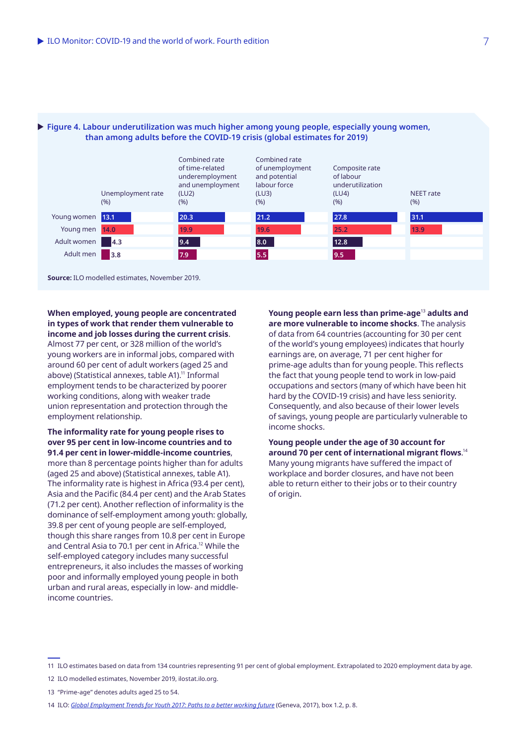**Figure 4. Labour underutilization was much higher among young people, especially young women, than among adults before the COVID-19 crisis (global estimates for 2019)**

| | Unemployment rate (%) | Combined rate of time-related underemployment and unemployment (LU2) (%) | Combined rate of unemployment and potential labour force (LU3) (%) | Composite rate of labour underutilization (LU4) (%) | NEET rate (%) |
|---|---|---|---|---|---|
| Young women | 13.1 | 20.3 | 21.2 | 27.8 | 31.1 |
| Young men | 14.0 | 19.9 | 19.6 | 25.2 | 13.9 |
| Adult women | 4.3 | 9.4 | 8.0 | 12.8 | |
| Adult men | 3.8 | 7.9 | 5.5 | 9.5 | |

**Source:** ILO modelled estimates, November 2019.

**When employed, young people are concentrated in types of work that render them vulnerable to income and job losses during the current crisis**. Almost 77 per cent, or 328 million of the world's young workers are in informal jobs, compared with around 60 per cent of adult workers (aged 25 and above) (Statistical annexes, table A1).[11] Informal employment tends to be characterized by poorer working conditions, along with weaker trade union representation and protection through the employment relationship.

**The informality rate for young people rises to over 95 per cent in low-income countries and to 91.4 per cent in lower-middle-income countries**, more than 8 percentage points higher than for adults (aged 25 and above) (Statistical annexes, table A1). The informality rate is highest in Africa (93.4 per cent), Asia and the Pacific (84.4 per cent) and the Arab States (71.2 per cent). Another reflection of informality is the dominance of self-employment among youth: globally, 39.8 per cent of young people are self-employed, though this share ranges from 10.8 per cent in Europe and Central Asia to 70.1 per cent in Africa.[12] While the self-employed category includes many successful entrepreneurs, it also includes the masses of working poor and informally employed young people in both urban and rural areas, especially in low- and middle-income countries.

**Young people earn less than prime-age[13] adults and are more vulnerable to income shocks.** The analysis of data from 64 countries (accounting for 30 per cent of the world's young employees) indicates that hourly earnings are, on average, 71 per cent higher for prime-age adults than for young people. This reflects the fact that young people tend to work in low-paid occupations and sectors (many of which have been hit hard by the COVID-19 crisis) and have less seniority. Consequently, and also because of their lower levels of savings, young people are particularly vulnerable to income shocks.

**Young people under the age of 30 account for around 70 per cent of international migrant flows**.[14] Many young migrants have suffered the impact of workplace and border closures, and have not been able to return either to their jobs or to their country of origin.

---

11 ILO estimates based on data from 134 countries representing 91 per cent of global employment. Extrapolated to 2020 employment data by age.

12 ILO modelled estimates, November 2019, ilostat.ilo.org.

13 "Prime-age" denotes adults aged 25 to 54.

14 ILO: *Global Employment Trends for Youth 2017: Paths to a better working future* (Geneva, 2017), box 1.2, p. 8.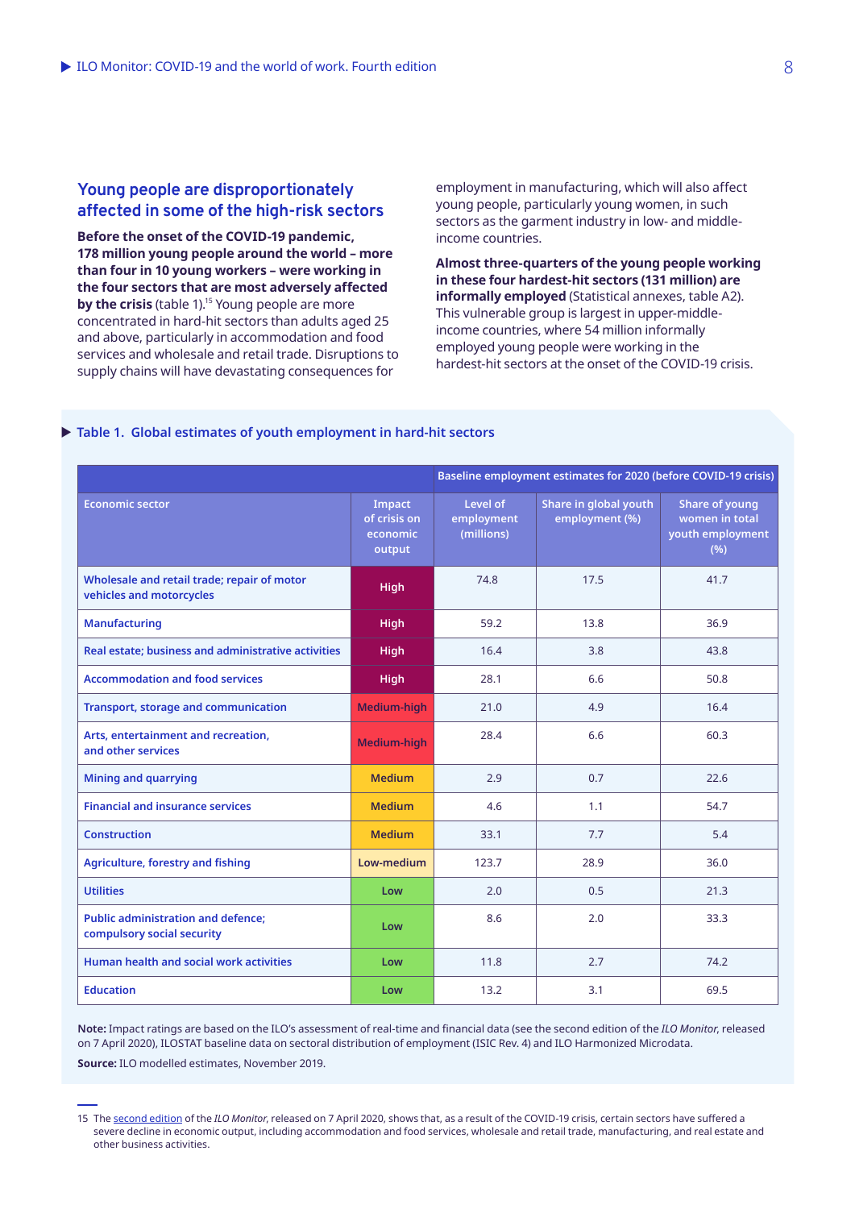## Young people are disproportionately affected in some of the high-risk sectors

**Before the onset of the COVID-19 pandemic, 178 million young people around the world – more than four in 10 young workers – were working in the four sectors that are most adversely affected by the crisis** (table 1).[15] Young people are more concentrated in hard-hit sectors than adults aged 25 and above, particularly in accommodation and food services and wholesale and retail trade. Disruptions to supply chains will have devastating consequences for employment in manufacturing, which will also affect young people, particularly young women, in such sectors as the garment industry in low- and middle-income countries.

**Almost three-quarters of the young people working in these four hardest-hit sectors (131 million) are informally employed** (Statistical annexes, table A2). This vulnerable group is largest in upper-middle-income countries, where 54 million informally employed young people were working in the hardest-hit sectors at the onset of the COVID-19 crisis.

### Table 1. Global estimates of youth employment in hard-hit sectors

| | | Baseline employment estimates for 2020 (before COVID-19 crisis) | | |
|---|---|---|---|---|
| **Economic sector** | **Impact of crisis on economic output** | **Level of employment (millions)** | **Share in global youth employment (%)** | **Share of young women in total youth employment (%)** |
| Wholesale and retail trade; repair of motor vehicles and motorcycles | High | 74.8 | 17.5 | 41.7 |
| Manufacturing | High | 59.2 | 13.8 | 36.9 |
| Real estate; business and administrative activities | High | 16.4 | 3.8 | 43.8 |
| Accommodation and food services | High | 28.1 | 6.6 | 50.8 |
| Transport, storage and communication | Medium-high | 21.0 | 4.9 | 16.4 |
| Arts, entertainment and recreation, and other services | Medium-high | 28.4 | 6.6 | 60.3 |
| Mining and quarrying | Medium | 2.9 | 0.7 | 22.6 |
| Financial and insurance services | Medium | 4.6 | 1.1 | 54.7 |
| Construction | Medium | 33.1 | 7.7 | 5.4 |
| Agriculture, forestry and fishing | Low-medium | 123.7 | 28.9 | 36.0 |
| Utilities | Low | 2.0 | 0.5 | 21.3 |
| Public administration and defence; compulsory social security | Low | 8.6 | 2.0 | 33.3 |
| Human health and social work activities | Low | 11.8 | 2.7 | 74.2 |
| Education | Low | 13.2 | 3.1 | 69.5 |

**Note:** Impact ratings are based on the ILO's assessment of real-time and financial data (see the second edition of the *ILO Monitor*, released on 7 April 2020), ILOSTAT baseline data on sectoral distribution of employment (ISIC Rev. 4) and ILO Harmonized Microdata.

**Source:** ILO modelled estimates, November 2019.

---

15 The second edition of the *ILO Monitor*, released on 7 April 2020, shows that, as a result of the COVID-19 crisis, certain sectors have suffered a severe decline in economic output, including accommodation and food services, wholesale and retail trade, manufacturing, and real estate and other business activities.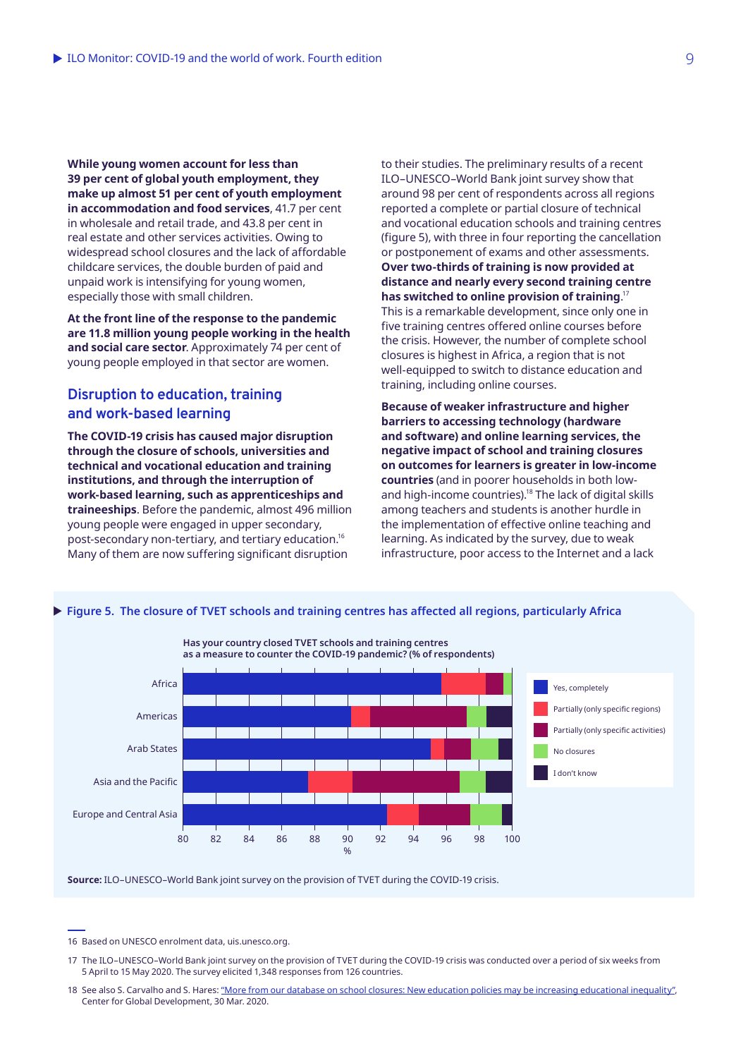**While young women account for less than 39 per cent of global youth employment, they make up almost 51 per cent of youth employment in accommodation and food services**, 41.7 per cent in wholesale and retail trade, and 43.8 per cent in real estate and other services activities. Owing to widespread school closures and the lack of affordable childcare services, the double burden of paid and unpaid work is intensifying for young women, especially those with small children.

**At the front line of the response to the pandemic are 11.8 million young people working in the health and social care sector**. Approximately 74 per cent of young people employed in that sector are women.

## Disruption to education, training and work-based learning

**The COVID-19 crisis has caused major disruption through the closure of schools, universities and technical and vocational education and training institutions, and through the interruption of work-based learning, such as apprenticeships and traineeships**. Before the pandemic, almost 496 million young people were engaged in upper secondary, post-secondary non-tertiary, and tertiary education.[16] Many of them are now suffering significant disruption to their studies. The preliminary results of a recent ILO–UNESCO–World Bank joint survey show that around 98 per cent of respondents across all regions reported a complete or partial closure of technical and vocational education schools and training centres (figure 5), with three in four reporting the cancellation or postponement of exams and other assessments. **Over two-thirds of training is now provided at distance and nearly every second training centre has switched to online provision of training**.[17] This is a remarkable development, since only one in five training centres offered online courses before the crisis. However, the number of complete school closures is highest in Africa, a region that is not well-equipped to switch to distance education and training, including online courses.

**Because of weaker infrastructure and higher barriers to accessing technology (hardware and software) and online learning services, the negative impact of school and training closures on outcomes for learners is greater in low-income countries** (and in poorer households in both low- and high-income countries).[18] The lack of digital skills among teachers and students is another hurdle in the implementation of effective online teaching and learning. As indicated by the survey, due to weak infrastructure, poor access to the Internet and a lack

**Figure 5. The closure of TVET schools and training centres has affected all regions, particularly Africa**

Has your country closed TVET schools and training centres as a measure to counter the COVID-19 pandemic? (% of respondents)

**Source:** ILO–UNESCO–World Bank joint survey on the provision of TVET during the COVID-19 crisis.

---

16 Based on UNESCO enrolment data, uis.unesco.org.

17 The ILO–UNESCO–World Bank joint survey on the provision of TVET during the COVID-19 crisis was conducted over a period of six weeks from 5 April to 15 May 2020. The survey elicited 1,348 responses from 126 countries.

18 See also S. Carvalho and S. Hares: "More from our database on school closures: New education policies may be increasing educational inequality", Center for Global Development, 30 Mar. 2020.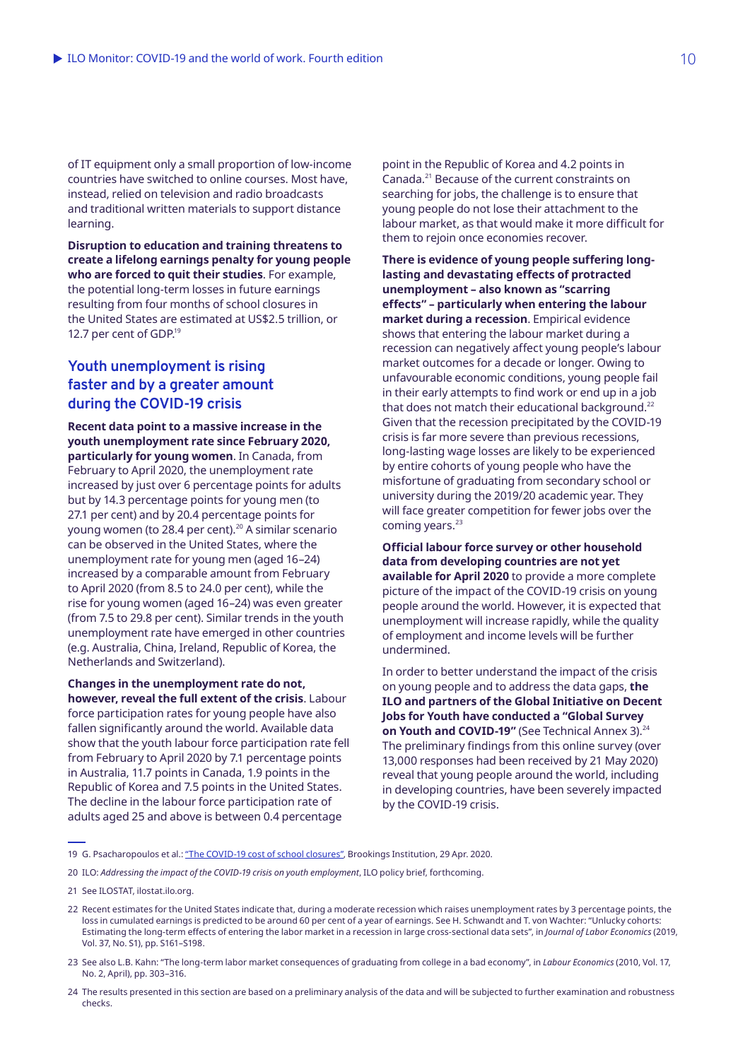of IT equipment only a small proportion of low-income countries have switched to online courses. Most have, instead, relied on television and radio broadcasts and traditional written materials to support distance learning.

**Disruption to education and training threatens to create a lifelong earnings penalty for young people who are forced to quit their studies**. For example, the potential long-term losses in future earnings resulting from four months of school closures in the United States are estimated at US$2.5 trillion, or 12.7 per cent of GDP.[19]

## Youth unemployment is rising faster and by a greater amount during the COVID-19 crisis

**Recent data point to a massive increase in the youth unemployment rate since February 2020, particularly for young women**. In Canada, from February to April 2020, the unemployment rate increased by just over 6 percentage points for adults but by 14.3 percentage points for young men (to 27.1 per cent) and by 20.4 percentage points for young women (to 28.4 per cent).[20] A similar scenario can be observed in the United States, where the unemployment rate for young men (aged 16–24) increased by a comparable amount from February to April 2020 (from 8.5 to 24.0 per cent), while the rise for young women (aged 16–24) was even greater (from 7.5 to 29.8 per cent). Similar trends in the youth unemployment rate have emerged in other countries (e.g. Australia, China, Ireland, Republic of Korea, the Netherlands and Switzerland).

**Changes in the unemployment rate do not, however, reveal the full extent of the crisis**. Labour force participation rates for young people have also fallen significantly around the world. Available data show that the youth labour force participation rate fell from February to April 2020 by 7.1 percentage points in Australia, 11.7 points in Canada, 1.9 points in the Republic of Korea and 7.5 points in the United States. The decline in the labour force participation rate of adults aged 25 and above is between 0.4 percentage point in the Republic of Korea and 4.2 points in Canada.[21] Because of the current constraints on searching for jobs, the challenge is to ensure that young people do not lose their attachment to the labour market, as that would make it more difficult for them to rejoin once economies recover.

**There is evidence of young people suffering long-lasting and devastating effects of protracted unemployment – also known as "scarring effects" – particularly when entering the labour market during a recession**. Empirical evidence shows that entering the labour market during a recession can negatively affect young people's labour market outcomes for a decade or longer. Owing to unfavourable economic conditions, young people fail in their early attempts to find work or end up in a job that does not match their educational background.[22] Given that the recession precipitated by the COVID-19 crisis is far more severe than previous recessions, long-lasting wage losses are likely to be experienced by entire cohorts of young people who have the misfortune of graduating from secondary school or university during the 2019/20 academic year. They will face greater competition for fewer jobs over the coming years.[23]

**Official labour force survey or other household data from developing countries are not yet available for April 2020** to provide a more complete picture of the impact of the COVID-19 crisis on young people around the world. However, it is expected that unemployment will increase rapidly, while the quality of employment and income levels will be further undermined.

In order to better understand the impact of the crisis on young people and to address the data gaps, **the ILO and partners of the Global Initiative on Decent Jobs for Youth have conducted a "Global Survey on Youth and COVID-19"** (See Technical Annex 3).[24] The preliminary findings from this online survey (over 13,000 responses had been received by 21 May 2020) reveal that young people around the world, including in developing countries, have been severely impacted by the COVID-19 crisis.

---

19 G. Psacharopoulos et al.: "The COVID-19 cost of school closures", Brookings Institution, 29 Apr. 2020.

20 ILO: *Addressing the impact of the COVID-19 crisis on youth employment*, ILO policy brief, forthcoming.

21 See ILOSTAT, ilostat.ilo.org.

22 Recent estimates for the United States indicate that, during a moderate recession which raises unemployment rates by 3 percentage points, the loss in cumulated earnings is predicted to be around 60 per cent of a year of earnings. See H. Schwandt and T. von Wachter: "Unlucky cohorts: Estimating the long-term effects of entering the labor market in a recession in large cross-sectional data sets", in *Journal of Labor Economics* (2019, Vol. 37, No. S1), pp. S161–S198.

23 See also L.B. Kahn: "The long-term labor market consequences of graduating from college in a bad economy", in *Labour Economics* (2010, Vol. 17, No. 2, April), pp. 303–316.

24 The results presented in this section are based on a preliminary analysis of the data and will be subjected to further examination and robustness checks.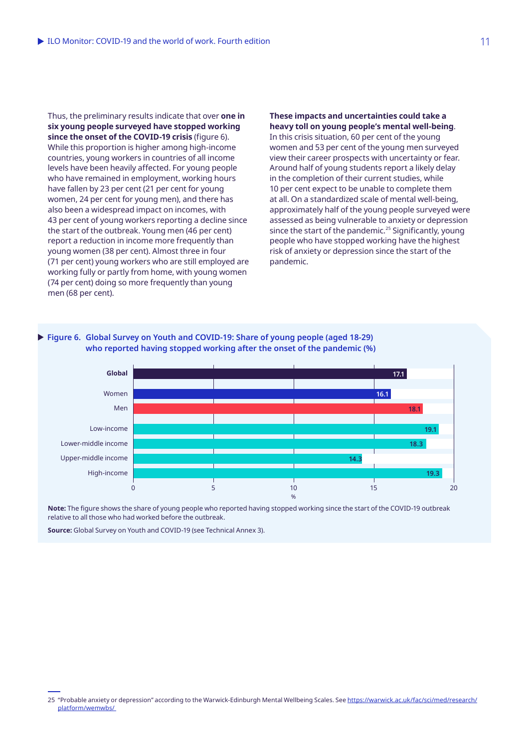Thus, the preliminary results indicate that over **one in six young people surveyed have stopped working since the onset of the COVID-19 crisis** (figure 6). While this proportion is higher among high-income countries, young workers in countries of all income levels have been heavily affected. For young people who have remained in employment, working hours have fallen by 23 per cent (21 per cent for young women, 24 per cent for young men), and there has also been a widespread impact on incomes, with 43 per cent of young workers reporting a decline since the start of the outbreak. Young men (46 per cent) report a reduction in income more frequently than young women (38 per cent). Almost three in four (71 per cent) young workers who are still employed are working fully or partly from home, with young women (74 per cent) doing so more frequently than young men (68 per cent).

**These impacts and uncertainties could take a heavy toll on young people's mental well-being**. In this crisis situation, 60 per cent of the young women and 53 per cent of the young men surveyed view their career prospects with uncertainty or fear. Around half of young students report a likely delay in the completion of their current studies, while 10 per cent expect to be unable to complete them at all. On a standardized scale of mental well-being, approximately half of the young people surveyed were assessed as being vulnerable to anxiety or depression since the start of the pandemic.[25] Significantly, young people who have stopped working have the highest risk of anxiety or depression since the start of the pandemic.

**Figure 6. Global Survey on Youth and COVID-19: Share of young people (aged 18-29) who reported having stopped working after the onset of the pandemic (%)**

| Group | % |
|---|---|
| **Global** | 17.1 |
| Women | 16.1 |
| Men | 18.1 |
| Low-income | 19.1 |
| Lower-middle income | 18.3 |
| Upper-middle income | 14.3 |
| High-income | 19.3 |

**Note:** The figure shows the share of young people who reported having stopped working since the start of the COVID-19 outbreak relative to all those who had worked before the outbreak.

**Source:** Global Survey on Youth and COVID-19 (see Technical Annex 3).

25 "Probable anxiety or depression" according to the Warwick-Edinburgh Mental Wellbeing Scales. See https://warwick.ac.uk/fac/sci/med/research/platform/wemwbs/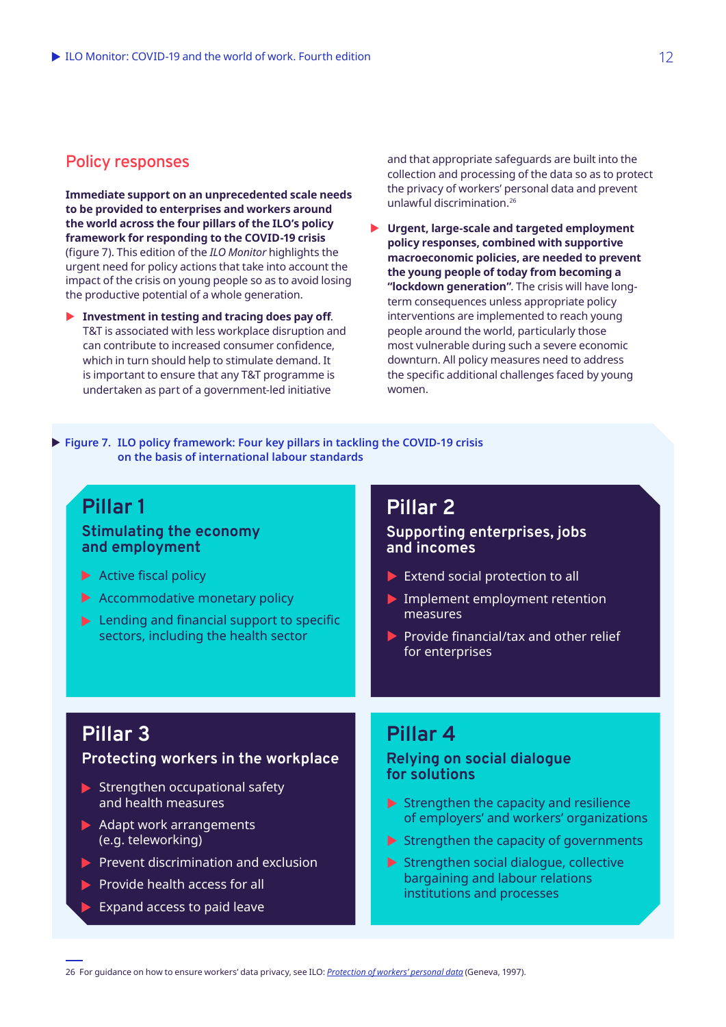## Policy responses

**Immediate support on an unprecedented scale needs to be provided to enterprises and workers around the world across the four pillars of the ILO's policy framework for responding to the COVID-19 crisis** (figure 7). This edition of the *ILO Monitor* highlights the urgent need for policy actions that take into account the impact of the crisis on young people so as to avoid losing the productive potential of a whole generation.

- **Investment in testing and tracing does pay off**. T&T is associated with less workplace disruption and can contribute to increased consumer confidence, which in turn should help to stimulate demand. It is important to ensure that any T&T programme is undertaken as part of a government-led initiative and that appropriate safeguards are built into the collection and processing of the data so as to protect the privacy of workers' personal data and prevent unlawful discrimination.[26]
- **Urgent, large-scale and targeted employment policy responses, combined with supportive macroeconomic policies, are needed to prevent the young people of today from becoming a "lockdown generation"**. The crisis will have long-term consequences unless appropriate policy interventions are implemented to reach young people around the world, particularly those most vulnerable during such a severe economic downturn. All policy measures need to address the specific additional challenges faced by young women.

**Figure 7. ILO policy framework: Four key pillars in tackling the COVID-19 crisis on the basis of international labour standards**

**Pillar 1**
**Stimulating the economy and employment**
- Active fiscal policy
- Accommodative monetary policy
- Lending and financial support to specific sectors, including the health sector

**Pillar 2**
**Supporting enterprises, jobs and incomes**
- Extend social protection to all
- Implement employment retention measures
- Provide financial/tax and other relief for enterprises

**Pillar 3**
**Protecting workers in the workplace**
- Strengthen occupational safety and health measures
- Adapt work arrangements (e.g. teleworking)
- Prevent discrimination and exclusion
- Provide health access for all
- Expand access to paid leave

**Pillar 4**
**Relying on social dialogue for solutions**
- Strengthen the capacity and resilience of employers' and workers' organizations
- Strengthen the capacity of governments
- Strengthen social dialogue, collective bargaining and labour relations institutions and processes

26 For guidance on how to ensure workers' data privacy, see ILO: *Protection of workers' personal data* (Geneva, 1997).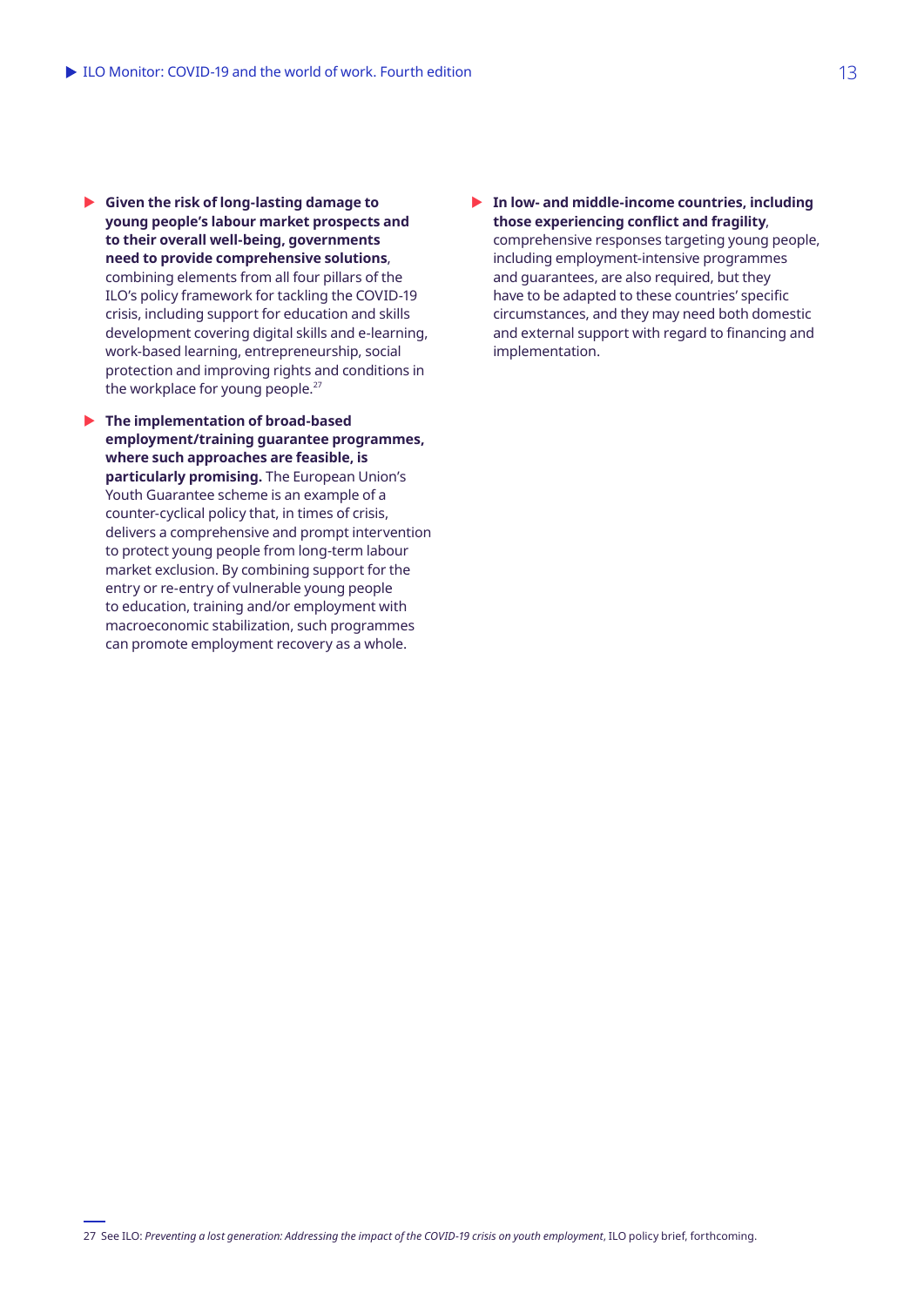- **Given the risk of long-lasting damage to young people's labour market prospects and to their overall well-being, governments need to provide comprehensive solutions**, combining elements from all four pillars of the ILO's policy framework for tackling the COVID-19 crisis, including support for education and skills development covering digital skills and e-learning, work-based learning, entrepreneurship, social protection and improving rights and conditions in the workplace for young people.[27]

- **The implementation of broad-based employment/training guarantee programmes, where such approaches are feasible, is particularly promising.** The European Union's Youth Guarantee scheme is an example of a counter-cyclical policy that, in times of crisis, delivers a comprehensive and prompt intervention to protect young people from long-term labour market exclusion. By combining support for the entry or re-entry of vulnerable young people to education, training and/or employment with macroeconomic stabilization, such programmes can promote employment recovery as a whole.

- **In low- and middle-income countries, including those experiencing conflict and fragility**, comprehensive responses targeting young people, including employment-intensive programmes and guarantees, are also required, but they have to be adapted to these countries' specific circumstances, and they may need both domestic and external support with regard to financing and implementation.

27 See ILO: *Preventing a lost generation: Addressing the impact of the COVID-19 crisis on youth employment*, ILO policy brief, forthcoming.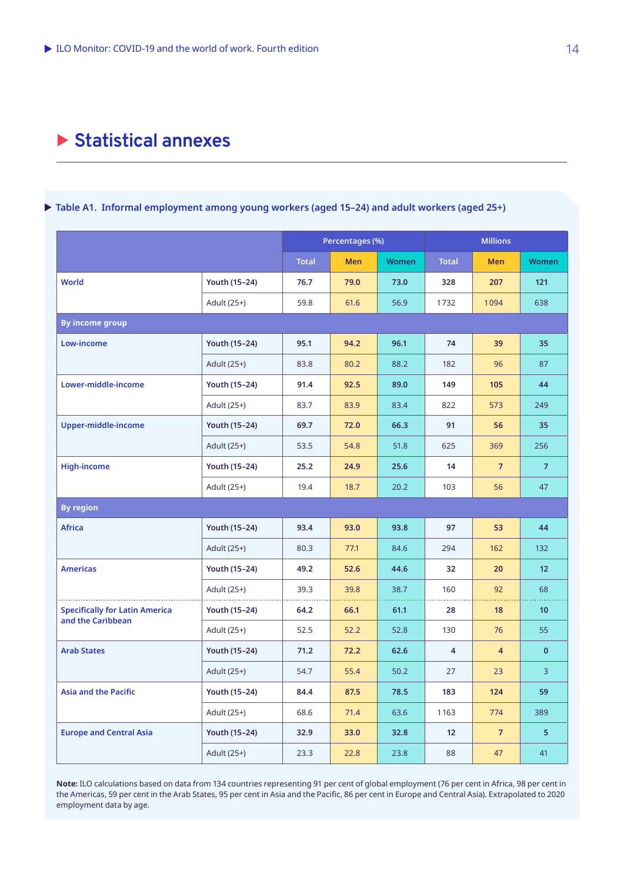# Statistical annexes

**Table A1. Informal employment among young workers (aged 15–24) and adult workers (aged 25+)**

| | | Percentages (%) | | | Millions | | |
|---|---|---|---|---|---|---|---|
| | | Total | Men | Women | Total | Men | Women |
| **World** | **Youth (15–24)** | **76.7** | **79.0** | **73.0** | **328** | **207** | **121** |
| | Adult (25+) | 59.8 | 61.6 | 56.9 | 1 732 | 1 094 | 638 |
| **By income group** | | | | | | | |
| **Low-income** | **Youth (15–24)** | **95.1** | **94.2** | **96.1** | **74** | **39** | **35** |
| | Adult (25+) | 83.8 | 80.2 | 88.2 | 182 | 96 | 87 |
| **Lower-middle-income** | **Youth (15–24)** | **91.4** | **92.5** | **89.0** | **149** | **105** | **44** |
| | Adult (25+) | 83.7 | 83.9 | 83.4 | 822 | 573 | 249 |
| **Upper-middle-income** | **Youth (15–24)** | **69.7** | **72.0** | **66.3** | **91** | **56** | **35** |
| | Adult (25+) | 53.5 | 54.8 | 51.8 | 625 | 369 | 256 |
| **High-income** | **Youth (15–24)** | **25.2** | **24.9** | **25.6** | **14** | **7** | **7** |
| | Adult (25+) | 19.4 | 18.7 | 20.2 | 103 | 56 | 47 |
| **By region** | | | | | | | |
| **Africa** | **Youth (15–24)** | **93.4** | **93.0** | **93.8** | **97** | **53** | **44** |
| | Adult (25+) | 80.3 | 77.1 | 84.6 | 294 | 162 | 132 |
| **Americas** | **Youth (15–24)** | **49.2** | **52.6** | **44.6** | **32** | **20** | **12** |
| | Adult (25+) | 39.3 | 39.8 | 38.7 | 160 | 92 | 68 |
| **Specifically for Latin America and the Caribbean** | **Youth (15–24)** | **64.2** | **66.1** | **61.1** | **28** | **18** | **10** |
| | Adult (25+) | 52.5 | 52.2 | 52.8 | 130 | 76 | 55 |
| **Arab States** | **Youth (15–24)** | **71.2** | **72.2** | **62.6** | **4** | **4** | **0** |
| | Adult (25+) | 54.7 | 55.4 | 50.2 | 27 | 23 | 3 |
| **Asia and the Pacific** | **Youth (15–24)** | **84.4** | **87.5** | **78.5** | **183** | **124** | **59** |
| | Adult (25+) | 68.6 | 71.4 | 63.6 | 1 163 | 774 | 389 |
| **Europe and Central Asia** | **Youth (15–24)** | **32.9** | **33.0** | **32.8** | **12** | **7** | **5** |
| | Adult (25+) | 23.3 | 22.8 | 23.8 | 88 | 47 | 41 |

**Note:** ILO calculations based on data from 134 countries representing 91 per cent of global employment (76 per cent in Africa, 98 per cent in the Americas, 59 per cent in the Arab States, 95 per cent in Asia and the Pacific, 86 per cent in Europe and Central Asia). Extrapolated to 2020 employment data by age.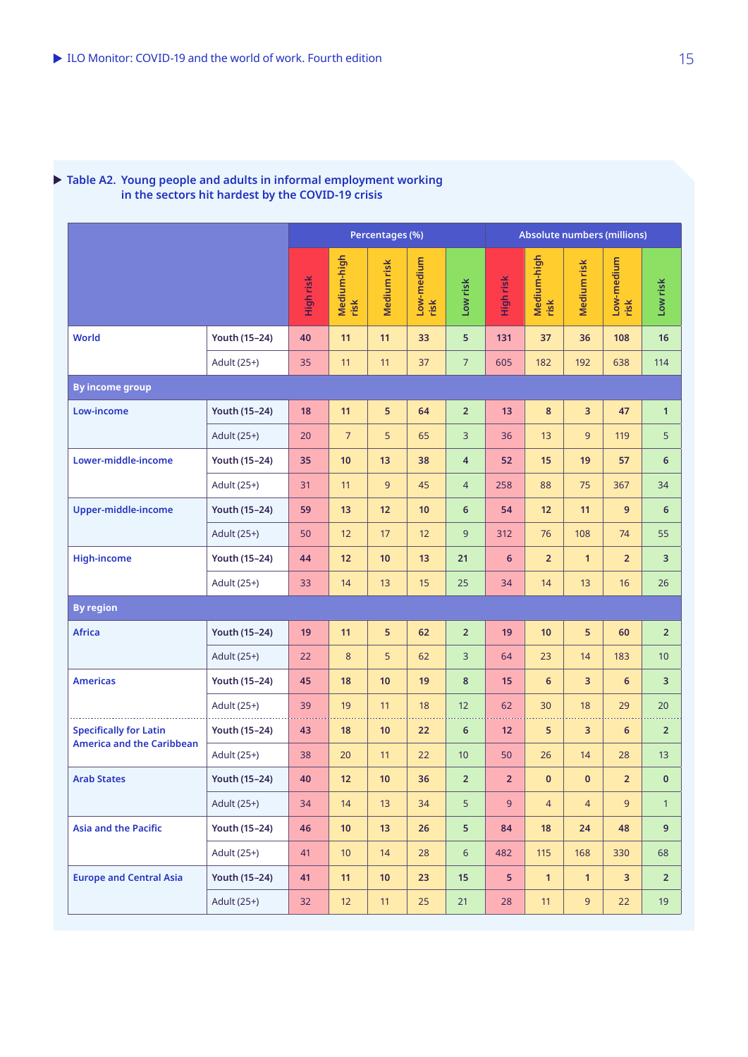**Table A2. Young people and adults in informal employment working in the sectors hit hardest by the COVID-19 crisis**

| | | Percentages (%) | | | | | Absolute numbers (millions) | | | | |
|---|---|---|---|---|---|---|---|---|---|---|---|
| | | High risk | Medium-high risk | Medium risk | Low-medium risk | Low risk | High risk | Medium-high risk | Medium risk | Low-medium risk | Low risk |
| World | Youth (15–24) | 40 | 11 | 11 | 33 | 5 | 131 | 37 | 36 | 108 | 16 |
| | Adult (25+) | 35 | 11 | 11 | 37 | 7 | 605 | 182 | 192 | 638 | 114 |
| **By income group** | | | | | | | | | | | |
| Low-income | Youth (15–24) | 18 | 11 | 5 | 64 | 2 | 13 | 8 | 3 | 47 | 1 |
| | Adult (25+) | 20 | 7 | 5 | 65 | 3 | 36 | 13 | 9 | 119 | 5 |
| Lower-middle-income | Youth (15–24) | 35 | 10 | 13 | 38 | 4 | 52 | 15 | 19 | 57 | 6 |
| | Adult (25+) | 31 | 11 | 9 | 45 | 4 | 258 | 88 | 75 | 367 | 34 |
| Upper-middle-income | Youth (15–24) | 59 | 13 | 12 | 10 | 6 | 54 | 12 | 11 | 9 | 6 |
| | Adult (25+) | 50 | 12 | 17 | 12 | 9 | 312 | 76 | 108 | 74 | 55 |
| High-income | Youth (15–24) | 44 | 12 | 10 | 13 | 21 | 6 | 2 | 1 | 2 | 3 |
| | Adult (25+) | 33 | 14 | 13 | 15 | 25 | 34 | 14 | 13 | 16 | 26 |
| **By region** | | | | | | | | | | | |
| Africa | Youth (15–24) | 19 | 11 | 5 | 62 | 2 | 19 | 10 | 5 | 60 | 2 |
| | Adult (25+) | 22 | 8 | 5 | 62 | 3 | 64 | 23 | 14 | 183 | 10 |
| Americas | Youth (15–24) | 45 | 18 | 10 | 19 | 8 | 15 | 6 | 3 | 6 | 3 |
| | Adult (25+) | 39 | 19 | 11 | 18 | 12 | 62 | 30 | 18 | 29 | 20 |
| Specifically for Latin America and the Caribbean | Youth (15–24) | 43 | 18 | 10 | 22 | 6 | 12 | 5 | 3 | 6 | 2 |
| | Adult (25+) | 38 | 20 | 11 | 22 | 10 | 50 | 26 | 14 | 28 | 13 |
| Arab States | Youth (15–24) | 40 | 12 | 10 | 36 | 2 | 2 | 0 | 0 | 2 | 0 |
| | Adult (25+) | 34 | 14 | 13 | 34 | 5 | 9 | 4 | 4 | 9 | 1 |
| Asia and the Pacific | Youth (15–24) | 46 | 10 | 13 | 26 | 5 | 84 | 18 | 24 | 48 | 9 |
| | Adult (25+) | 41 | 10 | 14 | 28 | 6 | 482 | 115 | 168 | 330 | 68 |
| Europe and Central Asia | Youth (15–24) | 41 | 11 | 10 | 23 | 15 | 5 | 1 | 1 | 3 | 2 |
| | Adult (25+) | 32 | 12 | 11 | 25 | 21 | 28 | 11 | 9 | 22 | 19 |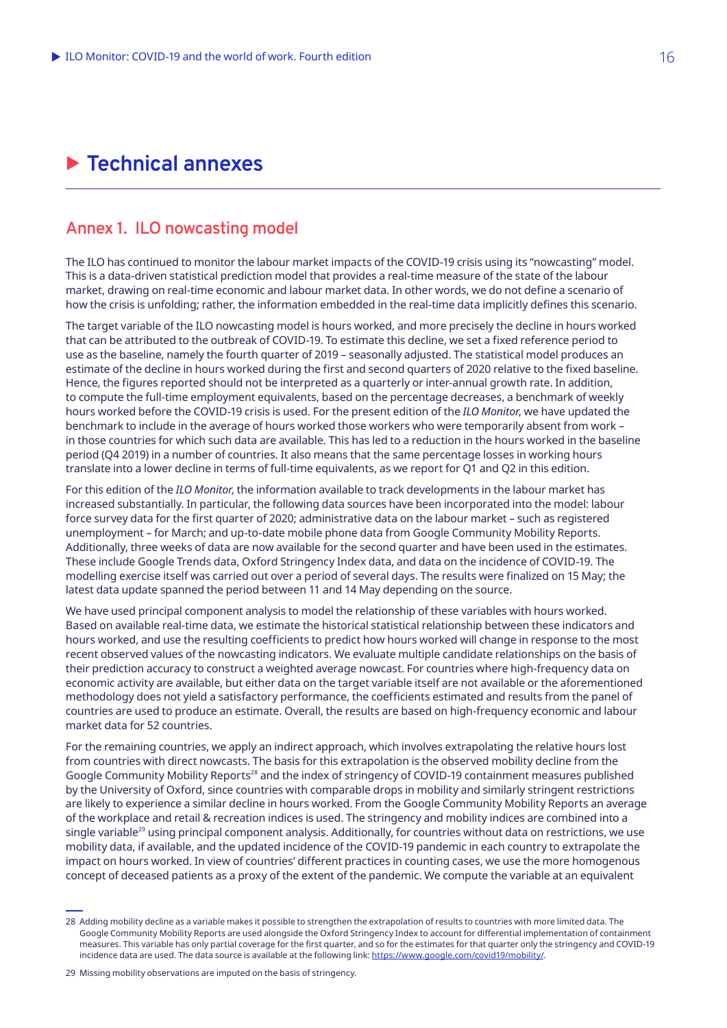# Technical annexes

## Annex 1. ILO nowcasting model

The ILO has continued to monitor the labour market impacts of the COVID-19 crisis using its "nowcasting" model. This is a data-driven statistical prediction model that provides a real-time measure of the state of the labour market, drawing on real-time economic and labour market data. In other words, we do not define a scenario of how the crisis is unfolding; rather, the information embedded in the real-time data implicitly defines this scenario.

The target variable of the ILO nowcasting model is hours worked, and more precisely the decline in hours worked that can be attributed to the outbreak of COVID-19. To estimate this decline, we set a fixed reference period to use as the baseline, namely the fourth quarter of 2019 – seasonally adjusted. The statistical model produces an estimate of the decline in hours worked during the first and second quarters of 2020 relative to the fixed baseline. Hence, the figures reported should not be interpreted as a quarterly or inter-annual growth rate. In addition, to compute the full-time employment equivalents, based on the percentage decreases, a benchmark of weekly hours worked before the COVID-19 crisis is used. For the present edition of the *ILO Monitor*, we have updated the benchmark to include in the average of hours worked those workers who were temporarily absent from work – in those countries for which such data are available. This has led to a reduction in the hours worked in the baseline period (Q4 2019) in a number of countries. It also means that the same percentage losses in working hours translate into a lower decline in terms of full-time equivalents, as we report for Q1 and Q2 in this edition.

For this edition of the *ILO Monitor*, the information available to track developments in the labour market has increased substantially. In particular, the following data sources have been incorporated into the model: labour force survey data for the first quarter of 2020; administrative data on the labour market – such as registered unemployment – for March; and up-to-date mobile phone data from Google Community Mobility Reports. Additionally, three weeks of data are now available for the second quarter and have been used in the estimates. These include Google Trends data, Oxford Stringency Index data, and data on the incidence of COVID-19. The modelling exercise itself was carried out over a period of several days. The results were finalized on 15 May; the latest data update spanned the period between 11 and 14 May depending on the source.

We have used principal component analysis to model the relationship of these variables with hours worked. Based on available real-time data, we estimate the historical statistical relationship between these indicators and hours worked, and use the resulting coefficients to predict how hours worked will change in response to the most recent observed values of the nowcasting indicators. We evaluate multiple candidate relationships on the basis of their prediction accuracy to construct a weighted average nowcast. For countries where high-frequency data on economic activity are available, but either data on the target variable itself are not available or the aforementioned methodology does not yield a satisfactory performance, the coefficients estimated and results from the panel of countries are used to produce an estimate. Overall, the results are based on high-frequency economic and labour market data for 52 countries.

For the remaining countries, we apply an indirect approach, which involves extrapolating the relative hours lost from countries with direct nowcasts. The basis for this extrapolation is the observed mobility decline from the Google Community Mobility Reports[28] and the index of stringency of COVID-19 containment measures published by the University of Oxford, since countries with comparable drops in mobility and similarly stringent restrictions are likely to experience a similar decline in hours worked. From the Google Community Mobility Reports an average of the workplace and retail & recreation indices is used. The stringency and mobility indices are combined into a single variable[29] using principal component analysis. Additionally, for countries without data on restrictions, we use mobility data, if available, and the updated incidence of the COVID-19 pandemic in each country to extrapolate the impact on hours worked. In view of countries' different practices in counting cases, we use the more homogenous concept of deceased patients as a proxy of the extent of the pandemic. We compute the variable at an equivalent

---

28 Adding mobility decline as a variable makes it possible to strengthen the extrapolation of results to countries with more limited data. The Google Community Mobility Reports are used alongside the Oxford Stringency Index to account for differential implementation of containment measures. This variable has only partial coverage for the first quarter, and so for the estimates for that quarter only the stringency and COVID-19 incidence data are used. The data source is available at the following link: https://www.google.com/covid19/mobility/.

29 Missing mobility observations are imputed on the basis of stringency.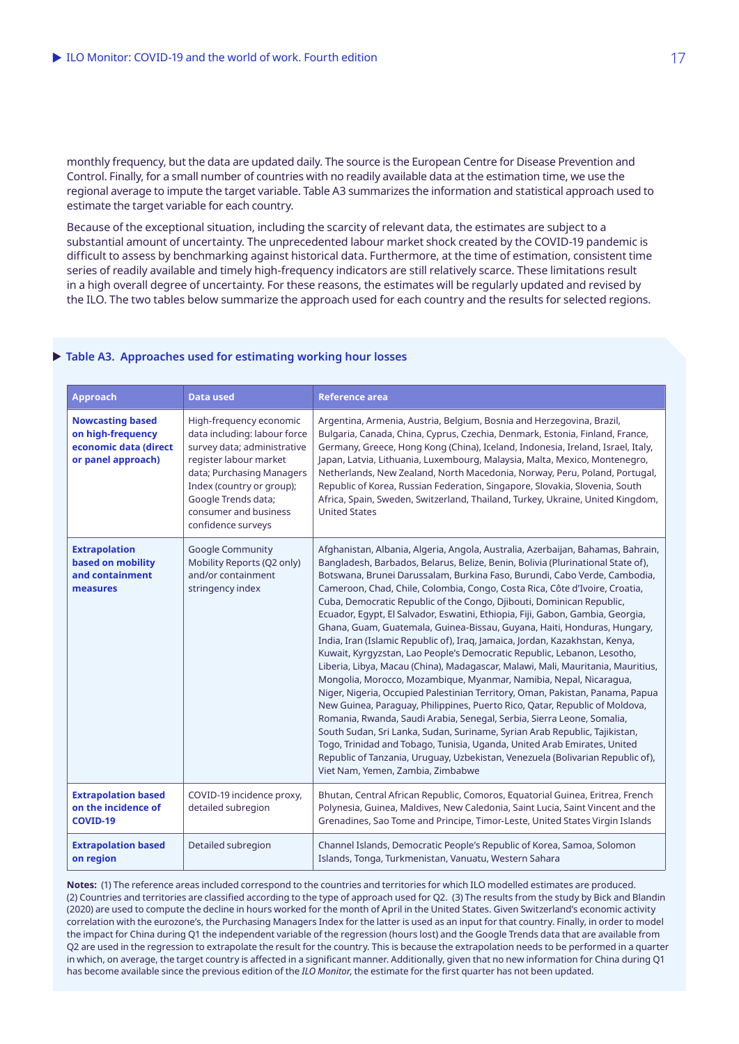monthly frequency, but the data are updated daily. The source is the European Centre for Disease Prevention and Control. Finally, for a small number of countries with no readily available data at the estimation time, we use the regional average to impute the target variable. Table A3 summarizes the information and statistical approach used to estimate the target variable for each country.

Because of the exceptional situation, including the scarcity of relevant data, the estimates are subject to a substantial amount of uncertainty. The unprecedented labour market shock created by the COVID-19 pandemic is difficult to assess by benchmarking against historical data. Furthermore, at the time of estimation, consistent time series of readily available and timely high-frequency indicators are still relatively scarce. These limitations result in a high overall degree of uncertainty. For these reasons, the estimates will be regularly updated and revised by the ILO. The two tables below summarize the approach used for each country and the results for selected regions.

### Table A3. Approaches used for estimating working hour losses

| Approach | Data used | Reference area |
|---|---|---|
| **Nowcasting based on high-frequency economic data (direct or panel approach)** | High-frequency economic data including: labour force survey data; administrative register labour market data; Purchasing Managers Index (country or group); Google Trends data; consumer and business confidence surveys | Argentina, Armenia, Austria, Belgium, Bosnia and Herzegovina, Brazil, Bulgaria, Canada, China, Cyprus, Czechia, Denmark, Estonia, Finland, France, Germany, Greece, Hong Kong (China), Iceland, Indonesia, Ireland, Israel, Italy, Japan, Latvia, Lithuania, Luxembourg, Malaysia, Malta, Mexico, Montenegro, Netherlands, New Zealand, North Macedonia, Norway, Peru, Poland, Portugal, Republic of Korea, Russian Federation, Singapore, Slovakia, Slovenia, South Africa, Spain, Sweden, Switzerland, Thailand, Turkey, Ukraine, United Kingdom, United States |
| **Extrapolation based on mobility and containment measures** | Google Community Mobility Reports (Q2 only) and/or containment stringency index | Afghanistan, Albania, Algeria, Angola, Australia, Azerbaijan, Bahamas, Bahrain, Bangladesh, Barbados, Belarus, Belize, Benin, Bolivia (Plurinational State of), Botswana, Brunei Darussalam, Burkina Faso, Burundi, Cabo Verde, Cambodia, Cameroon, Chad, Chile, Colombia, Congo, Costa Rica, Côte d'Ivoire, Croatia, Cuba, Democratic Republic of the Congo, Djibouti, Dominican Republic, Ecuador, Egypt, El Salvador, Eswatini, Ethiopia, Fiji, Gabon, Gambia, Georgia, Ghana, Guam, Guatemala, Guinea-Bissau, Guyana, Haiti, Honduras, Hungary, India, Iran (Islamic Republic of), Iraq, Jamaica, Jordan, Kazakhstan, Kenya, Kuwait, Kyrgyzstan, Lao People's Democratic Republic, Lebanon, Lesotho, Liberia, Libya, Macau (China), Madagascar, Malawi, Mali, Mauritania, Mauritius, Mongolia, Morocco, Mozambique, Myanmar, Namibia, Nepal, Nicaragua, Niger, Nigeria, Occupied Palestinian Territory, Oman, Pakistan, Panama, Papua New Guinea, Paraguay, Philippines, Puerto Rico, Qatar, Republic of Moldova, Romania, Rwanda, Saudi Arabia, Senegal, Serbia, Sierra Leone, Somalia, South Sudan, Sri Lanka, Sudan, Suriname, Syrian Arab Republic, Tajikistan, Togo, Trinidad and Tobago, Tunisia, Uganda, United Arab Emirates, United Republic of Tanzania, Uruguay, Uzbekistan, Venezuela (Bolivarian Republic of), Viet Nam, Yemen, Zambia, Zimbabwe |
| **Extrapolation based on the incidence of COVID-19** | COVID-19 incidence proxy, detailed subregion | Bhutan, Central African Republic, Comoros, Equatorial Guinea, Eritrea, French Polynesia, Guinea, Maldives, New Caledonia, Saint Lucia, Saint Vincent and the Grenadines, Sao Tome and Principe, Timor-Leste, United States Virgin Islands |
| **Extrapolation based on region** | Detailed subregion | Channel Islands, Democratic People's Republic of Korea, Samoa, Solomon Islands, Tonga, Turkmenistan, Vanuatu, Western Sahara |

**Notes:** (1) The reference areas included correspond to the countries and territories for which ILO modelled estimates are produced. (2) Countries and territories are classified according to the type of approach used for Q2. (3) The results from the study by Bick and Blandin (2020) are used to compute the decline in hours worked for the month of April in the United States. Given Switzerland's economic activity correlation with the eurozone's, the Purchasing Managers Index for the latter is used as an input for that country. Finally, in order to model the impact for China during Q1 the independent variable of the regression (hours lost) and the Google Trends data that are available from Q2 are used in the regression to extrapolate the result for the country. This is because the extrapolation needs to be performed in a quarter in which, on average, the target country is affected in a significant manner. Additionally, given that no new information for China during Q1 has become available since the previous edition of the *ILO Monitor*, the estimate for the first quarter has not been updated.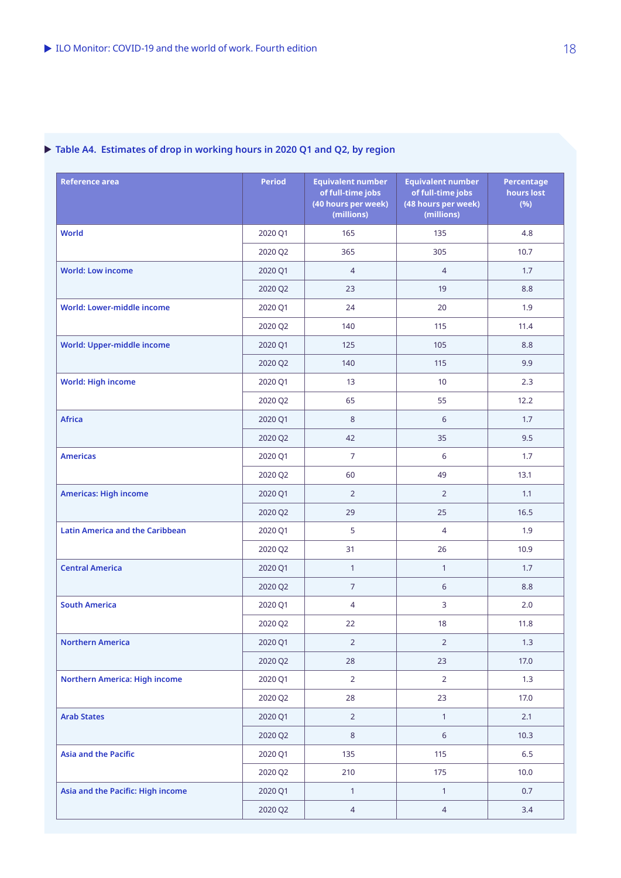### Table A4. Estimates of drop in working hours in 2020 Q1 and Q2, by region

| Reference area | Period | Equivalent number of full-time jobs (40 hours per week) (millions) | Equivalent number of full-time jobs (48 hours per week) (millions) | Percentage hours lost (%) |
|---|---|---|---|---|
| **World** | 2020 Q1 | 165 | 135 | 4.8 |
| | 2020 Q2 | 365 | 305 | 10.7 |
| **World: Low income** | 2020 Q1 | 4 | 4 | 1.7 |
| | 2020 Q2 | 23 | 19 | 8.8 |
| **World: Lower-middle income** | 2020 Q1 | 24 | 20 | 1.9 |
| | 2020 Q2 | 140 | 115 | 11.4 |
| **World: Upper-middle income** | 2020 Q1 | 125 | 105 | 8.8 |
| | 2020 Q2 | 140 | 115 | 9.9 |
| **World: High income** | 2020 Q1 | 13 | 10 | 2.3 |
| | 2020 Q2 | 65 | 55 | 12.2 |
| **Africa** | 2020 Q1 | 8 | 6 | 1.7 |
| | 2020 Q2 | 42 | 35 | 9.5 |
| **Americas** | 2020 Q1 | 7 | 6 | 1.7 |
| | 2020 Q2 | 60 | 49 | 13.1 |
| **Americas: High income** | 2020 Q1 | 2 | 2 | 1.1 |
| | 2020 Q2 | 29 | 25 | 16.5 |
| **Latin America and the Caribbean** | 2020 Q1 | 5 | 4 | 1.9 |
| | 2020 Q2 | 31 | 26 | 10.9 |
| **Central America** | 2020 Q1 | 1 | 1 | 1.7 |
| | 2020 Q2 | 7 | 6 | 8.8 |
| **South America** | 2020 Q1 | 4 | 3 | 2.0 |
| | 2020 Q2 | 22 | 18 | 11.8 |
| **Northern America** | 2020 Q1 | 2 | 2 | 1.3 |
| | 2020 Q2 | 28 | 23 | 17.0 |
| **Northern America: High income** | 2020 Q1 | 2 | 2 | 1.3 |
| | 2020 Q2 | 28 | 23 | 17.0 |
| **Arab States** | 2020 Q1 | 2 | 1 | 2.1 |
| | 2020 Q2 | 8 | 6 | 10.3 |
| **Asia and the Pacific** | 2020 Q1 | 135 | 115 | 6.5 |
| | 2020 Q2 | 210 | 175 | 10.0 |
| **Asia and the Pacific: High income** | 2020 Q1 | 1 | 1 | 0.7 |
| | 2020 Q2 | 4 | 4 | 3.4 |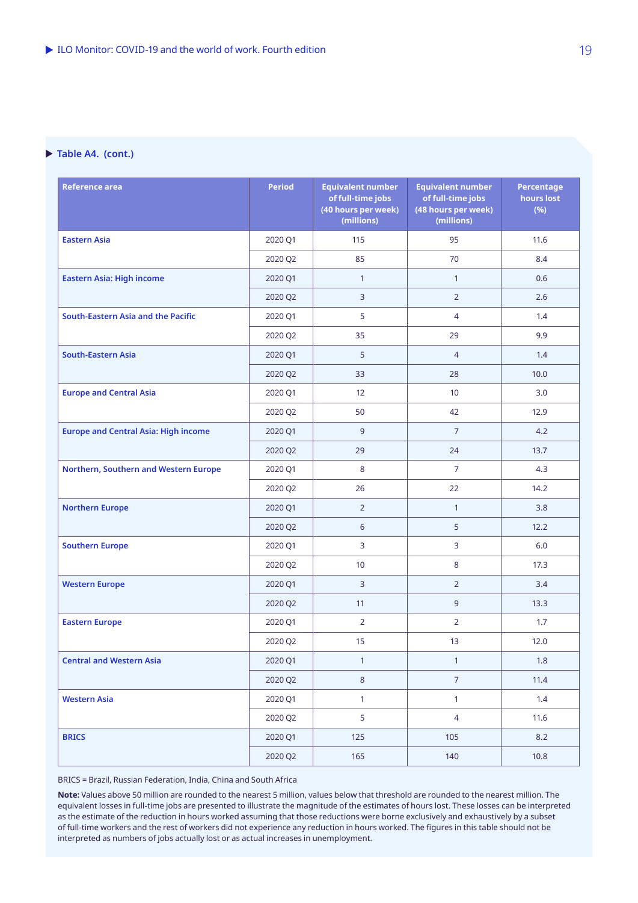### Table A4. (cont.)

| Reference area | Period | Equivalent number of full-time jobs (40 hours per week) (millions) | Equivalent number of full-time jobs (48 hours per week) (millions) | Percentage hours lost (%) |
|---|---|---|---|---|
| **Eastern Asia** | 2020 Q1 | 115 | 95 | 11.6 |
| | 2020 Q2 | 85 | 70 | 8.4 |
| **Eastern Asia: High income** | 2020 Q1 | 1 | 1 | 0.6 |
| | 2020 Q2 | 3 | 2 | 2.6 |
| **South-Eastern Asia and the Pacific** | 2020 Q1 | 5 | 4 | 1.4 |
| | 2020 Q2 | 35 | 29 | 9.9 |
| **South-Eastern Asia** | 2020 Q1 | 5 | 4 | 1.4 |
| | 2020 Q2 | 33 | 28 | 10.0 |
| **Europe and Central Asia** | 2020 Q1 | 12 | 10 | 3.0 |
| | 2020 Q2 | 50 | 42 | 12.9 |
| **Europe and Central Asia: High income** | 2020 Q1 | 9 | 7 | 4.2 |
| | 2020 Q2 | 29 | 24 | 13.7 |
| **Northern, Southern and Western Europe** | 2020 Q1 | 8 | 7 | 4.3 |
| | 2020 Q2 | 26 | 22 | 14.2 |
| **Northern Europe** | 2020 Q1 | 2 | 1 | 3.8 |
| | 2020 Q2 | 6 | 5 | 12.2 |
| **Southern Europe** | 2020 Q1 | 3 | 3 | 6.0 |
| | 2020 Q2 | 10 | 8 | 17.3 |
| **Western Europe** | 2020 Q1 | 3 | 2 | 3.4 |
| | 2020 Q2 | 11 | 9 | 13.3 |
| **Eastern Europe** | 2020 Q1 | 2 | 2 | 1.7 |
| | 2020 Q2 | 15 | 13 | 12.0 |
| **Central and Western Asia** | 2020 Q1 | 1 | 1 | 1.8 |
| | 2020 Q2 | 8 | 7 | 11.4 |
| **Western Asia** | 2020 Q1 | 1 | 1 | 1.4 |
| | 2020 Q2 | 5 | 4 | 11.6 |
| **BRICS** | 2020 Q1 | 125 | 105 | 8.2 |
| | 2020 Q2 | 165 | 140 | 10.8 |

BRICS = Brazil, Russian Federation, India, China and South Africa

**Note:** Values above 50 million are rounded to the nearest 5 million, values below that threshold are rounded to the nearest million. The equivalent losses in full-time jobs are presented to illustrate the magnitude of the estimates of hours lost. These losses can be interpreted as the estimate of the reduction in hours worked assuming that those reductions were borne exclusively and exhaustively by a subset of full-time workers and the rest of workers did not experience any reduction in hours worked. The figures in this table should not be interpreted as numbers of jobs actually lost or as actual increases in unemployment.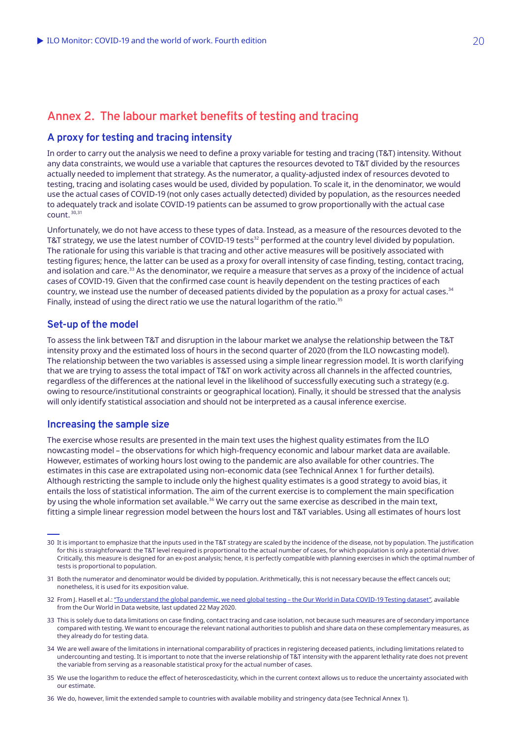## Annex 2. The labour market benefits of testing and tracing

### A proxy for testing and tracing intensity

In order to carry out the analysis we need to define a proxy variable for testing and tracing (T&T) intensity. Without any data constraints, we would use a variable that captures the resources devoted to T&T divided by the resources actually needed to implement that strategy. As the numerator, a quality-adjusted index of resources devoted to testing, tracing and isolating cases would be used, divided by population. To scale it, in the denominator, we would use the actual cases of COVID-19 (not only cases actually detected) divided by population, as the resources needed to adequately track and isolate COVID-19 patients can be assumed to grow proportionally with the actual case count.[30,31]

Unfortunately, we do not have access to these types of data. Instead, as a measure of the resources devoted to the T&T strategy, we use the latest number of COVID-19 tests[32] performed at the country level divided by population. The rationale for using this variable is that tracing and other active measures will be positively associated with testing figures; hence, the latter can be used as a proxy for overall intensity of case finding, testing, contact tracing, and isolation and care.[33] As the denominator, we require a measure that serves as a proxy of the incidence of actual cases of COVID-19. Given that the confirmed case count is heavily dependent on the testing practices of each country, we instead use the number of deceased patients divided by the population as a proxy for actual cases.[34] Finally, instead of using the direct ratio we use the natural logarithm of the ratio.[35]

### Set-up of the model

To assess the link between T&T and disruption in the labour market we analyse the relationship between the T&T intensity proxy and the estimated loss of hours in the second quarter of 2020 (from the ILO nowcasting model). The relationship between the two variables is assessed using a simple linear regression model. It is worth clarifying that we are trying to assess the total impact of T&T on work activity across all channels in the affected countries, regardless of the differences at the national level in the likelihood of successfully executing such a strategy (e.g. owing to resource/institutional constraints or geographical location). Finally, it should be stressed that the analysis will only identify statistical association and should not be interpreted as a causal inference exercise.

### Increasing the sample size

The exercise whose results are presented in the main text uses the highest quality estimates from the ILO nowcasting model – the observations for which high-frequency economic and labour market data are available. However, estimates of working hours lost owing to the pandemic are also available for other countries. The estimates in this case are extrapolated using non-economic data (see Technical Annex 1 for further details). Although restricting the sample to include only the highest quality estimates is a good strategy to avoid bias, it entails the loss of statistical information. The aim of the current exercise is to complement the main specification by using the whole information set available.[36] We carry out the same exercise as described in the main text, fitting a simple linear regression model between the hours lost and T&T variables. Using all estimates of hours lost

---

30 It is important to emphasize that the inputs used in the T&T strategy are scaled by the incidence of the disease, not by population. The justification for this is straightforward: the T&T level required is proportional to the actual number of cases, for which population is only a potential driver. Critically, this measure is designed for an ex-post analysis; hence, it is perfectly compatible with planning exercises in which the optimal number of tests is proportional to population.

31 Both the numerator and denominator would be divided by population. Arithmetically, this is not necessary because the effect cancels out; nonetheless, it is used for its exposition value.

32 From J. Hasell et al.: "To understand the global pandemic, we need global testing – the Our World in Data COVID-19 Testing dataset", available from the Our World in Data website, last updated 22 May 2020.

33 This is solely due to data limitations on case finding, contact tracing and case isolation, not because such measures are of secondary importance compared with testing. We want to encourage the relevant national authorities to publish and share data on these complementary measures, as they already do for testing data.

34 We are well aware of the limitations in international comparability of practices in registering deceased patients, including limitations related to undercounting and testing. It is important to note that the inverse relationship of T&T intensity with the apparent lethality rate does not prevent the variable from serving as a reasonable statistical proxy for the actual number of cases.

35 We use the logarithm to reduce the effect of heteroscedasticity, which in the current context allows us to reduce the uncertainty associated with our estimate.

36 We do, however, limit the extended sample to countries with available mobility and stringency data (see Technical Annex 1).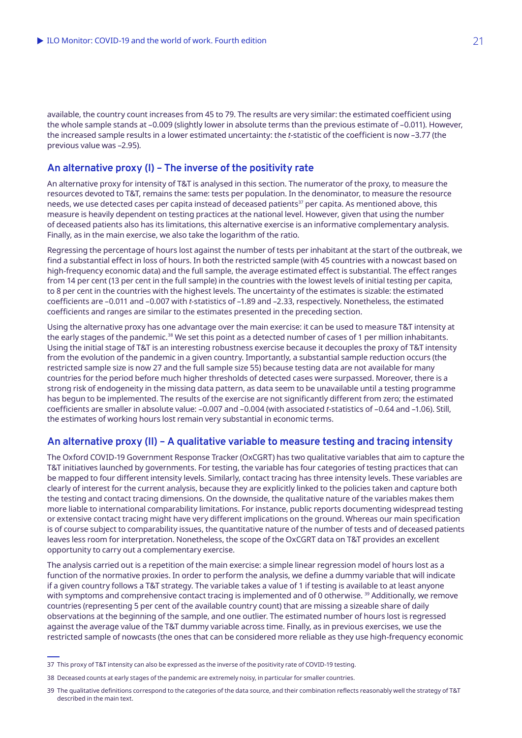available, the country count increases from 45 to 79. The results are very similar: the estimated coefficient using the whole sample stands at –0.009 (slightly lower in absolute terms than the previous estimate of –0.011). However, the increased sample results in a lower estimated uncertainty: the *t*-statistic of the coefficient is now –3.77 (the previous value was –2.95).

## An alternative proxy (I) – The inverse of the positivity rate

An alternative proxy for intensity of T&T is analysed in this section. The numerator of the proxy, to measure the resources devoted to T&T, remains the same: tests per population. In the denominator, to measure the resource needs, we use detected cases per capita instead of deceased patients[37] per capita. As mentioned above, this measure is heavily dependent on testing practices at the national level. However, given that using the number of deceased patients also has its limitations, this alternative exercise is an informative complementary analysis. Finally, as in the main exercise, we also take the logarithm of the ratio.

Regressing the percentage of hours lost against the number of tests per inhabitant at the start of the outbreak, we find a substantial effect in loss of hours. In both the restricted sample (with 45 countries with a nowcast based on high-frequency economic data) and the full sample, the average estimated effect is substantial. The effect ranges from 14 per cent (13 per cent in the full sample) in the countries with the lowest levels of initial testing per capita, to 8 per cent in the countries with the highest levels. The uncertainty of the estimates is sizable: the estimated coefficients are –0.011 and –0.007 with *t*-statistics of –1.89 and –2.33, respectively. Nonetheless, the estimated coefficients and ranges are similar to the estimates presented in the preceding section.

Using the alternative proxy has one advantage over the main exercise: it can be used to measure T&T intensity at the early stages of the pandemic.[38] We set this point as a detected number of cases of 1 per million inhabitants. Using the initial stage of T&T is an interesting robustness exercise because it decouples the proxy of T&T intensity from the evolution of the pandemic in a given country. Importantly, a substantial sample reduction occurs (the restricted sample size is now 27 and the full sample size 55) because testing data are not available for many countries for the period before much higher thresholds of detected cases were surpassed. Moreover, there is a strong risk of endogeneity in the missing data pattern, as data seem to be unavailable until a testing programme has begun to be implemented. The results of the exercise are not significantly different from zero; the estimated coefficients are smaller in absolute value: –0.007 and –0.004 (with associated *t*-statistics of –0.64 and –1.06). Still, the estimates of working hours lost remain very substantial in economic terms.

## An alternative proxy (II) – A qualitative variable to measure testing and tracing intensity

The Oxford COVID-19 Government Response Tracker (OxCGRT) has two qualitative variables that aim to capture the T&T initiatives launched by governments. For testing, the variable has four categories of testing practices that can be mapped to four different intensity levels. Similarly, contact tracing has three intensity levels. These variables are clearly of interest for the current analysis, because they are explicitly linked to the policies taken and capture both the testing and contact tracing dimensions. On the downside, the qualitative nature of the variables makes them more liable to international comparability limitations. For instance, public reports documenting widespread testing or extensive contact tracing might have very different implications on the ground. Whereas our main specification is of course subject to comparability issues, the quantitative nature of the number of tests and of deceased patients leaves less room for interpretation. Nonetheless, the scope of the OxCGRT data on T&T provides an excellent opportunity to carry out a complementary exercise.

The analysis carried out is a repetition of the main exercise: a simple linear regression model of hours lost as a function of the normative proxies. In order to perform the analysis, we define a dummy variable that will indicate if a given country follows a T&T strategy. The variable takes a value of 1 if testing is available to at least anyone with symptoms and comprehensive contact tracing is implemented and of 0 otherwise. [39] Additionally, we remove countries (representing 5 per cent of the available country count) that are missing a sizeable share of daily observations at the beginning of the sample, and one outlier. The estimated number of hours lost is regressed against the average value of the T&T dummy variable across time. Finally, as in previous exercises, we use the restricted sample of nowcasts (the ones that can be considered more reliable as they use high-frequency economic

---

37 This proxy of T&T intensity can also be expressed as the inverse of the positivity rate of COVID-19 testing.

38 Deceased counts at early stages of the pandemic are extremely noisy, in particular for smaller countries.

39 The qualitative definitions correspond to the categories of the data source, and their combination reflects reasonably well the strategy of T&T described in the main text.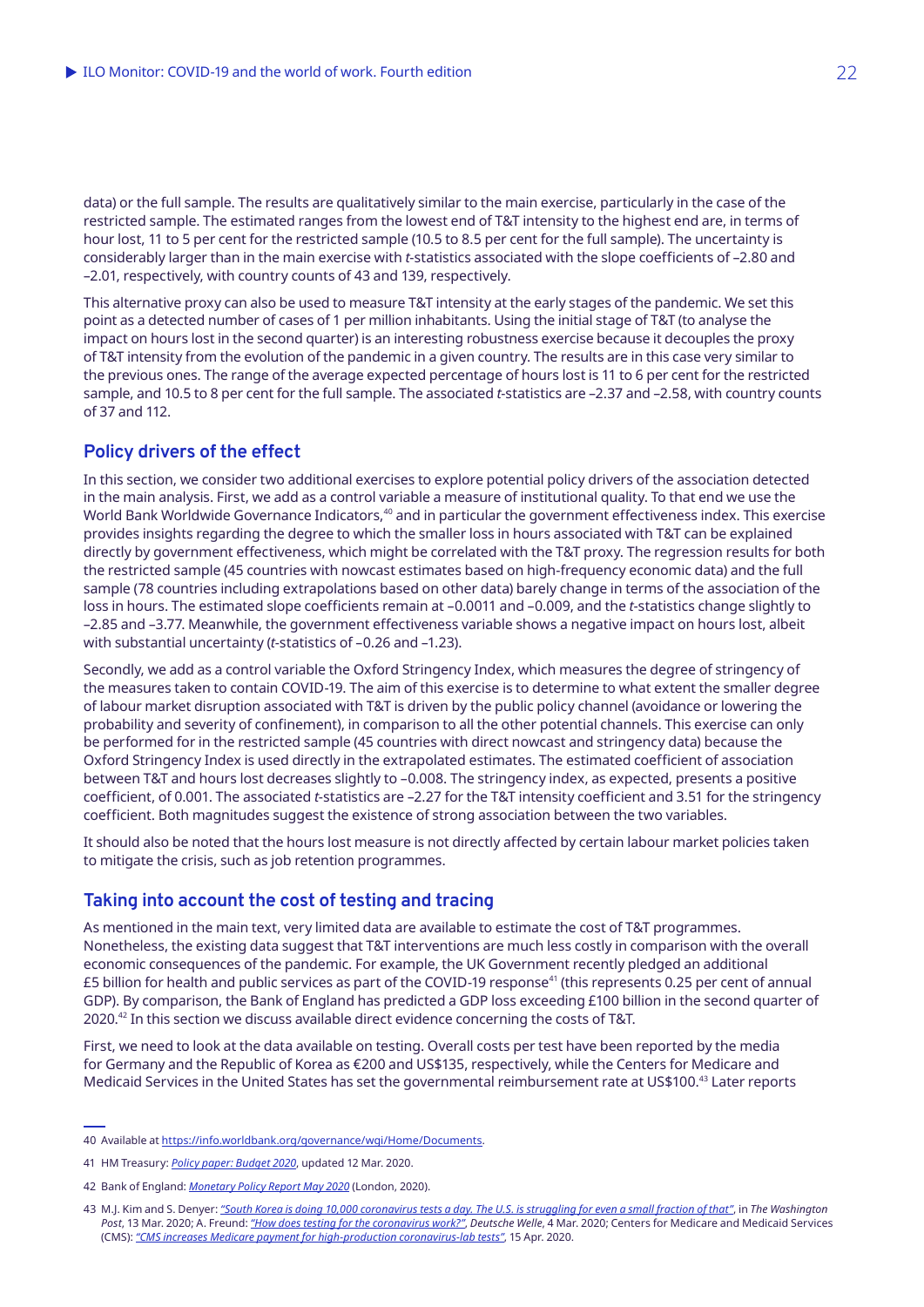data) or the full sample. The results are qualitatively similar to the main exercise, particularly in the case of the restricted sample. The estimated ranges from the lowest end of T&T intensity to the highest end are, in terms of hour lost, 11 to 5 per cent for the restricted sample (10.5 to 8.5 per cent for the full sample). The uncertainty is considerably larger than in the main exercise with *t*-statistics associated with the slope coefficients of –2.80 and –2.01, respectively, with country counts of 43 and 139, respectively.

This alternative proxy can also be used to measure T&T intensity at the early stages of the pandemic. We set this point as a detected number of cases of 1 per million inhabitants. Using the initial stage of T&T (to analyse the impact on hours lost in the second quarter) is an interesting robustness exercise because it decouples the proxy of T&T intensity from the evolution of the pandemic in a given country. The results are in this case very similar to the previous ones. The range of the average expected percentage of hours lost is 11 to 6 per cent for the restricted sample, and 10.5 to 8 per cent for the full sample. The associated *t*-statistics are –2.37 and –2.58, with country counts of 37 and 112.

## Policy drivers of the effect

In this section, we consider two additional exercises to explore potential policy drivers of the association detected in the main analysis. First, we add as a control variable a measure of institutional quality. To that end we use the World Bank Worldwide Governance Indicators,[40] and in particular the government effectiveness index. This exercise provides insights regarding the degree to which the smaller loss in hours associated with T&T can be explained directly by government effectiveness, which might be correlated with the T&T proxy. The regression results for both the restricted sample (45 countries with nowcast estimates based on high-frequency economic data) and the full sample (78 countries including extrapolations based on other data) barely change in terms of the association of the loss in hours. The estimated slope coefficients remain at –0.0011 and –0.009, and the *t*-statistics change slightly to –2.85 and –3.77. Meanwhile, the government effectiveness variable shows a negative impact on hours lost, albeit with substantial uncertainty (*t*-statistics of –0.26 and –1.23).

Secondly, we add as a control variable the Oxford Stringency Index, which measures the degree of stringency of the measures taken to contain COVID-19. The aim of this exercise is to determine to what extent the smaller degree of labour market disruption associated with T&T is driven by the public policy channel (avoidance or lowering the probability and severity of confinement), in comparison to all the other potential channels. This exercise can only be performed for in the restricted sample (45 countries with direct nowcast and stringency data) because the Oxford Stringency Index is used directly in the extrapolated estimates. The estimated coefficient of association between T&T and hours lost decreases slightly to –0.008. The stringency index, as expected, presents a positive coefficient, of 0.001. The associated *t*-statistics are –2.27 for the T&T intensity coefficient and 3.51 for the stringency coefficient. Both magnitudes suggest the existence of strong association between the two variables.

It should also be noted that the hours lost measure is not directly affected by certain labour market policies taken to mitigate the crisis, such as job retention programmes.

## Taking into account the cost of testing and tracing

As mentioned in the main text, very limited data are available to estimate the cost of T&T programmes. Nonetheless, the existing data suggest that T&T interventions are much less costly in comparison with the overall economic consequences of the pandemic. For example, the UK Government recently pledged an additional £5 billion for health and public services as part of the COVID-19 response[41] (this represents 0.25 per cent of annual GDP). By comparison, the Bank of England has predicted a GDP loss exceeding £100 billion in the second quarter of 2020.[42] In this section we discuss available direct evidence concerning the costs of T&T.

First, we need to look at the data available on testing. Overall costs per test have been reported by the media for Germany and the Republic of Korea as €200 and US$135, respectively, while the Centers for Medicare and Medicaid Services in the United States has set the governmental reimbursement rate at US$100.[43] Later reports

---

40 Available at https://info.worldbank.org/governance/wgi/Home/Documents.

41 HM Treasury: *Policy paper: Budget 2020*, updated 12 Mar. 2020.

42 Bank of England: *Monetary Policy Report May 2020* (London, 2020).

43 M.J. Kim and S. Denyer: *"South Korea is doing 10,000 coronavirus tests a day. The U.S. is struggling for even a small fraction of that"*, in *The Washington Post*, 13 Mar. 2020; A. Freund: *"How does testing for the coronavirus work?"*, *Deutsche Welle*, 4 Mar. 2020; Centers for Medicare and Medicaid Services (CMS): *"CMS increases Medicare payment for high-production coronavirus-lab tests"*, 15 Apr. 2020.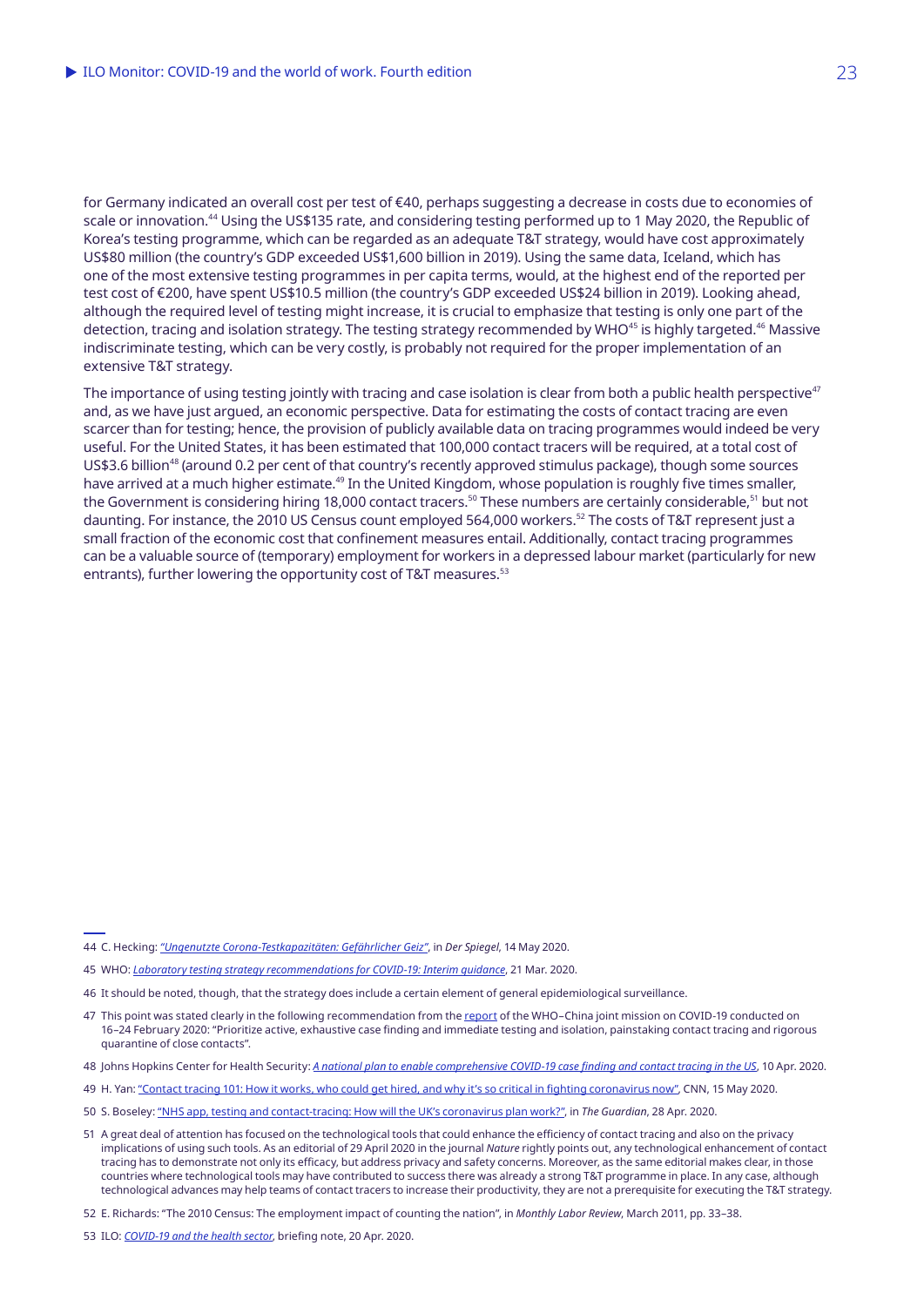for Germany indicated an overall cost per test of €40, perhaps suggesting a decrease in costs due to economies of scale or innovation.[44] Using the US$135 rate, and considering testing performed up to 1 May 2020, the Republic of Korea's testing programme, which can be regarded as an adequate T&T strategy, would have cost approximately US$80 million (the country's GDP exceeded US$1,600 billion in 2019). Using the same data, Iceland, which has one of the most extensive testing programmes in per capita terms, would, at the highest end of the reported per test cost of €200, have spent US$10.5 million (the country's GDP exceeded US$24 billion in 2019). Looking ahead, although the required level of testing might increase, it is crucial to emphasize that testing is only one part of the detection, tracing and isolation strategy. The testing strategy recommended by WHO[45] is highly targeted.[46] Massive indiscriminate testing, which can be very costly, is probably not required for the proper implementation of an extensive T&T strategy.

The importance of using testing jointly with tracing and case isolation is clear from both a public health perspective[47] and, as we have just argued, an economic perspective. Data for estimating the costs of contact tracing are even scarcer than for testing; hence, the provision of publicly available data on tracing programmes would indeed be very useful. For the United States, it has been estimated that 100,000 contact tracers will be required, at a total cost of US$3.6 billion[48] (around 0.2 per cent of that country's recently approved stimulus package), though some sources have arrived at a much higher estimate.[49] In the United Kingdom, whose population is roughly five times smaller, the Government is considering hiring 18,000 contact tracers.[50] These numbers are certainly considerable,[51] but not daunting. For instance, the 2010 US Census count employed 564,000 workers.[52] The costs of T&T represent just a small fraction of the economic cost that confinement measures entail. Additionally, contact tracing programmes can be a valuable source of (temporary) employment for workers in a depressed labour market (particularly for new entrants), further lowering the opportunity cost of T&T measures.[53]

---

44 C. Hecking: *"Ungenutzte Corona-Testkapazitäten: Gefährlicher Geiz"*, in *Der Spiegel*, 14 May 2020.

45 WHO: *Laboratory testing strategy recommendations for COVID-19: Interim guidance*, 21 Mar. 2020.

46 It should be noted, though, that the strategy does include a certain element of general epidemiological surveillance.

47 This point was stated clearly in the following recommendation from the report of the WHO–China joint mission on COVID-19 conducted on 16–24 February 2020: "Prioritize active, exhaustive case finding and immediate testing and isolation, painstaking contact tracing and rigorous quarantine of close contacts".

48 Johns Hopkins Center for Health Security: *A national plan to enable comprehensive COVID-19 case finding and contact tracing in the US*, 10 Apr. 2020.

49 H. Yan: "Contact tracing 101: How it works, who could get hired, and why it's so critical in fighting coronavirus now", CNN, 15 May 2020.

50 S. Boseley: "NHS app, testing and contact-tracing: How will the UK's coronavirus plan work?", in *The Guardian*, 28 Apr. 2020.

51 A great deal of attention has focused on the technological tools that could enhance the efficiency of contact tracing and also on the privacy implications of using such tools. As an editorial of 29 April 2020 in the journal *Nature* rightly points out, any technological enhancement of contact tracing has to demonstrate not only its efficacy, but address privacy and safety concerns. Moreover, as the same editorial makes clear, in those countries where technological tools may have contributed to success there was already a strong T&T programme in place. In any case, although technological advances may help teams of contact tracers to increase their productivity, they are not a prerequisite for executing the T&T strategy.

52 E. Richards: "The 2010 Census: The employment impact of counting the nation", in *Monthly Labor Review*, March 2011, pp. 33–38.

53 ILO: *COVID-19 and the health sector*, briefing note, 20 Apr. 2020.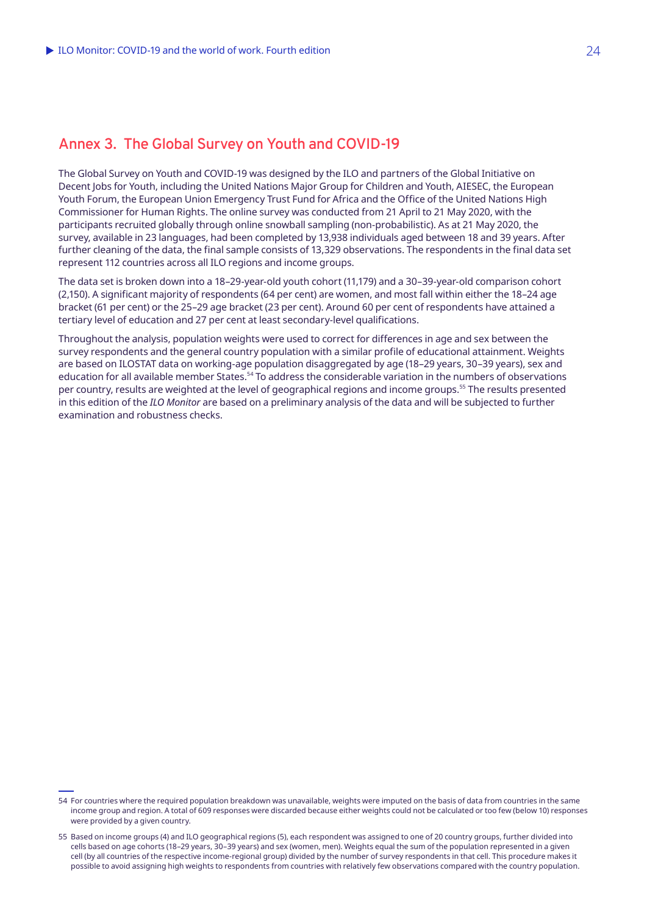## Annex 3. The Global Survey on Youth and COVID-19

The Global Survey on Youth and COVID-19 was designed by the ILO and partners of the Global Initiative on Decent Jobs for Youth, including the United Nations Major Group for Children and Youth, AIESEC, the European Youth Forum, the European Union Emergency Trust Fund for Africa and the Office of the United Nations High Commissioner for Human Rights. The online survey was conducted from 21 April to 21 May 2020, with the participants recruited globally through online snowball sampling (non-probabilistic). As at 21 May 2020, the survey, available in 23 languages, had been completed by 13,938 individuals aged between 18 and 39 years. After further cleaning of the data, the final sample consists of 13,329 observations. The respondents in the final data set represent 112 countries across all ILO regions and income groups.

The data set is broken down into a 18–29-year-old youth cohort (11,179) and a 30–39-year-old comparison cohort (2,150). A significant majority of respondents (64 per cent) are women, and most fall within either the 18–24 age bracket (61 per cent) or the 25–29 age bracket (23 per cent). Around 60 per cent of respondents have attained a tertiary level of education and 27 per cent at least secondary-level qualifications.

Throughout the analysis, population weights were used to correct for differences in age and sex between the survey respondents and the general country population with a similar profile of educational attainment. Weights are based on ILOSTAT data on working-age population disaggregated by age (18–29 years, 30–39 years), sex and education for all available member States.[54] To address the considerable variation in the numbers of observations per country, results are weighted at the level of geographical regions and income groups.[55] The results presented in this edition of the *ILO Monitor* are based on a preliminary analysis of the data and will be subjected to further examination and robustness checks.

---

54 For countries where the required population breakdown was unavailable, weights were imputed on the basis of data from countries in the same income group and region. A total of 609 responses were discarded because either weights could not be calculated or too few (below 10) responses were provided by a given country.

55 Based on income groups (4) and ILO geographical regions (5), each respondent was assigned to one of 20 country groups, further divided into cells based on age cohorts (18–29 years, 30–39 years) and sex (women, men). Weights equal the sum of the population represented in a given cell (by all countries of the respective income-regional group) divided by the number of survey respondents in that cell. This procedure makes it possible to avoid assigning high weights to respondents from countries with relatively few observations compared with the country population.